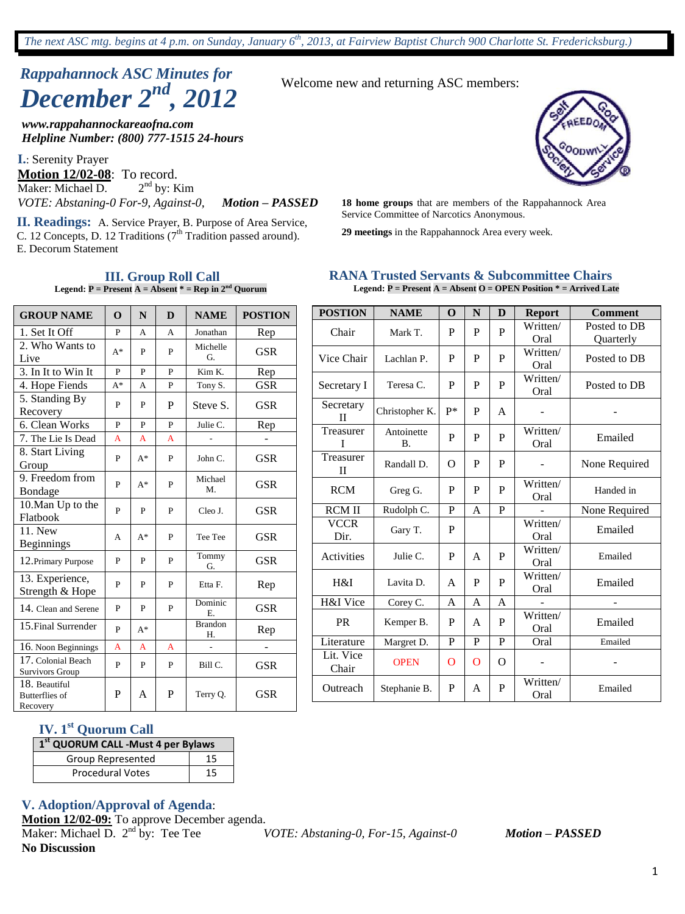*The next ASC mtg. begins at 4 p.m. on Sunday, January 6th, 2013, at Fairview Baptist Church 900 Charlotte St. Fredericksburg.)*

# *Rappahannock ASC Minutes for December 2nd, 2012*

***www.rappahannockareaofna.com***
***Helpline Number: (800) 777-1515 24-hours***

Welcome new and returning ASC members:

**I.**: Serenity Prayer

**Motion 12/02-08**: To record.
Maker: Michael D. 2nd by: Kim
*VOTE: Abstaning-0 For-9, Against-0,* ***Motion – PASSED***

**18 home groups** that are members of the Rappahannock Area Service Committee of Narcotics Anonymous.

**29 meetings** in the Rappahannock Area every week.

**II. Readings:** A. Service Prayer, B. Purpose of Area Service, C. 12 Concepts, D. 12 Traditions (7th Tradition passed around). E. Decorum Statement

## III. Group Roll Call

**Legend: P = Present A = Absent * = Rep in 2nd Quorum**

| GROUP NAME | O | N | D | NAME | POSTION |
|---|---|---|---|---|---|
| 1. Set It Off | P | A | A | Jonathan | Rep |
| 2. Who Wants to Live | A* | P | P | Michelle G. | GSR |
| 3. In It to Win It | P | P | P | Kim K. | Rep |
| 4. Hope Fiends | A* | A | P | Tony S. | GSR |
| 5. Standing By Recovery | P | P | P | Steve S. | GSR |
| 6. Clean Works | P | P | P | Julie C. | Rep |
| 7. The Lie Is Dead | A | A | A | - | - |
| 8. Start Living Group | P | A* | P | John C. | GSR |
| 9. Freedom from Bondage | P | A* | P | Michael M. | GSR |
| 10.Man Up to the Flatbook | P | P | P | Cleo J. | GSR |
| 11. New Beginnings | A | A* | P | Tee Tee | GSR |
| 12.Primary Purpose | P | P | P | Tommy G. | GSR |
| 13. Experience, Strength & Hope | P | P | P | Etta F. | Rep |
| 14. Clean and Serene | P | P | P | Dominic E. | GSR |
| 15.Final Surrender | P | A* | | Brandon H. | Rep |
| 16. Noon Beginnings | A | A | A | - | - |
| 17. Colonial Beach Survivors Group | P | P | P | Bill C. | GSR |
| 18. Beautiful Butterflies of Recovery | P | A | P | Terry Q. | GSR |

## RANA Trusted Servants & Subcommittee Chairs

**Legend: P = Present A = Absent O = OPEN Position * = Arrived Late**

| POSTION | NAME | O | N | D | Report | Comment |
|---|---|---|---|---|---|---|
| Chair | Mark T. | P | P | P | Written/ Oral | Posted to DB Quarterly |
| Vice Chair | Lachlan P. | P | P | P | Written/ Oral | Posted to DB |
| Secretary I | Teresa C. | P | P | P | Written/ Oral | Posted to DB |
| Secretary II | Christopher K. | P* | P | A | - | - |
| Treasurer I | Antoinette B. | P | P | P | Written/ Oral | Emailed |
| Treasurer II | Randall D. | O | P | P | - | None Required |
| RCM | Greg G. | P | P | P | Written/ Oral | Handed in |
| RCM II | Rudolph C. | P | A | P | - | None Required |
| VCCR Dir. | Gary T. | P | | | Written/ Oral | Emailed |
| Activities | Julie C. | P | A | P | Written/ Oral | Emailed |
| H&I | Lavita D. | A | P | P | Written/ Oral | Emailed |
| H&I Vice | Corey C. | A | A | A | - | - |
| PR | Kemper B. | P | A | P | Written/ Oral | Emailed |
| Literature | Margret D. | P | P | P | Oral | Emailed |
| Lit. Vice Chair | OPEN | O | O | O | - | - |
| Outreach | Stephanie B. | P | A | P | Written/ Oral | Emailed |

## IV. 1st Quorum Call

| 1st QUORUM CALL -Must 4 per Bylaws | |
|---|---|
| Group Represented | 15 |
| Procedural Votes | 15 |

## V. Adoption/Approval of Agenda:

**Motion 12/02-09:** To approve December agenda.
Maker: Michael D. 2nd by: Tee Tee *VOTE: Abstaning-0, For-15, Against-0* ***Motion – PASSED***
**No Discussion**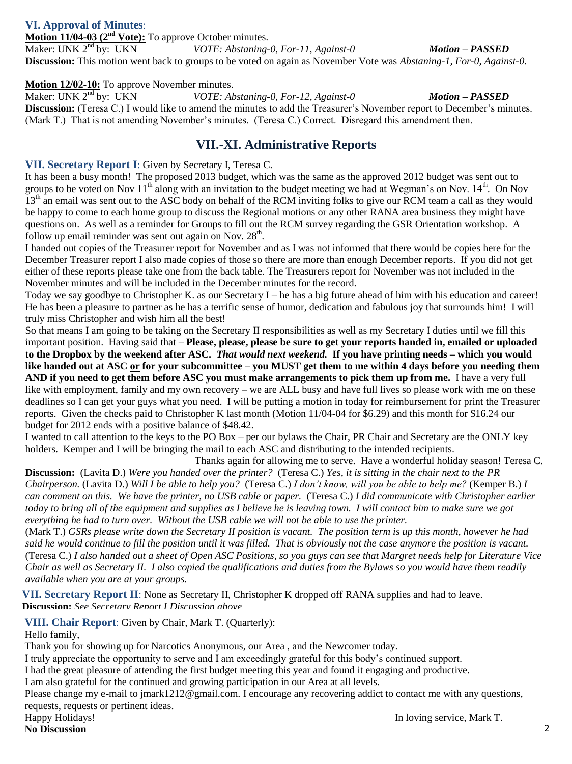## VI. Approval of Minutes:

**Motion 11/04-03 (2nd Vote):** To approve October minutes.
Maker: UNK 2nd by: UKN *VOTE: Abstaning-0, For-11, Against-0* ***Motion – PASSED***
**Discussion:** This motion went back to groups to be voted on again as November Vote was *Abstaning-1, For-0, Against-0.*

**Motion 12/02-10:** To approve November minutes.
Maker: UNK 2nd by: UKN *VOTE: Abstaning-0, For-12, Against-0* ***Motion – PASSED***
**Discussion:** (Teresa C.) I would like to amend the minutes to add the Treasurer's November report to December's minutes. (Mark T.) That is not amending November's minutes. (Teresa C.) Correct. Disregard this amendment then.

# VII.-XI. Administrative Reports

**VII. Secretary Report I**: Given by Secretary I, Teresa C.

It has been a busy month! The proposed 2013 budget, which was the same as the approved 2012 budget was sent out to groups to be voted on Nov 11th along with an invitation to the budget meeting we had at Wegman's on Nov. 14th. On Nov 13th an email was sent out to the ASC body on behalf of the RCM inviting folks to give our RCM team a call as they would be happy to come to each home group to discuss the Regional motions or any other RANA area business they might have questions on. As well as a reminder for Groups to fill out the RCM survey regarding the GSR Orientation workshop. A follow up email reminder was sent out again on Nov. 28th.

I handed out copies of the Treasurer report for November and as I was not informed that there would be copies here for the December Treasurer report I also made copies of those so there are more than enough December reports. If you did not get either of these reports please take one from the back table. The Treasurers report for November was not included in the November minutes and will be included in the December minutes for the record.

Today we say goodbye to Christopher K. as our Secretary I – he has a big future ahead of him with his education and career! He has been a pleasure to partner as he has a terrific sense of humor, dedication and fabulous joy that surrounds him! I will truly miss Christopher and wish him all the best!

So that means I am going to be taking on the Secretary II responsibilities as well as my Secretary I duties until we fill this important position. Having said that – **Please, please, please be sure to get your reports handed in, emailed or uploaded to the Dropbox by the weekend after ASC.** ***That would next weekend.*** **If you have printing needs – which you would like handed out at ASC <u>or</u> for your subcommittee – you MUST get them to me within 4 days before you needing them AND if you need to get them before ASC you must make arrangements to pick them up from me.** I have a very full like with employment, family and my own recovery – we are ALL busy and have full lives so please work with me on these deadlines so I can get your guys what you need. I will be putting a motion in today for reimbursement for print the Treasurer reports. Given the checks paid to Christopher K last month (Motion 11/04-04 for $6.29) and this month for $16.24 our budget for 2012 ends with a positive balance of $48.42.

I wanted to call attention to the keys to the PO Box – per our bylaws the Chair, PR Chair and Secretary are the ONLY key holders. Kemper and I will be bringing the mail to each ASC and distributing to the intended recipients.

Thanks again for allowing me to serve. Have a wonderful holiday season! Teresa C.

**Discussion:** (Lavita D.) *Were you handed over the printer?* (Teresa C.) *Yes, it is sitting in the chair next to the PR Chairperson.* (Lavita D.) *Will I be able to help you?* (Teresa C.) *I don't know, will you be able to help me?* (Kemper B.) *I can comment on this. We have the printer, no USB cable or paper.* (Teresa C.) *I did communicate with Christopher earlier today to bring all of the equipment and supplies as I believe he is leaving town. I will contact him to make sure we got everything he had to turn over. Without the USB cable we will not be able to use the printer.*
(Mark T.) *GSRs please write down the Secretary II position is vacant. The position term is up this month, however he had said he would continue to fill the position until it was filled. That is obviously not the case anymore the position is vacant.* (Teresa C.) *I also handed out a sheet of Open ASC Positions, so you guys can see that Margret needs help for Literature Vice Chair as well as Secretary II. I also copied the qualifications and duties from the Bylaws so you would have them readily available when you are at your groups.*

**VII. Secretary Report II**: None as Secretary II, Christopher K dropped off RANA supplies and had to leave.
**Discussion:** *See Secretary Report I Discussion above.*

**VIII. Chair Report**: Given by Chair, Mark T. (Quarterly):

Hello family,
Thank you for showing up for Narcotics Anonymous, our Area , and the Newcomer today.
I truly appreciate the opportunity to serve and I am exceedingly grateful for this body's continued support.
I had the great pleasure of attending the first budget meeting this year and found it engaging and productive.
I am also grateful for the continued and growing participation in our Area at all levels.
Please change my e-mail to jmark1212@gmail.com. I encourage any recovering addict to contact me with any questions, requests, requests or pertinent ideas.
Happy Holidays!

In loving service, Mark T.

**No Discussion**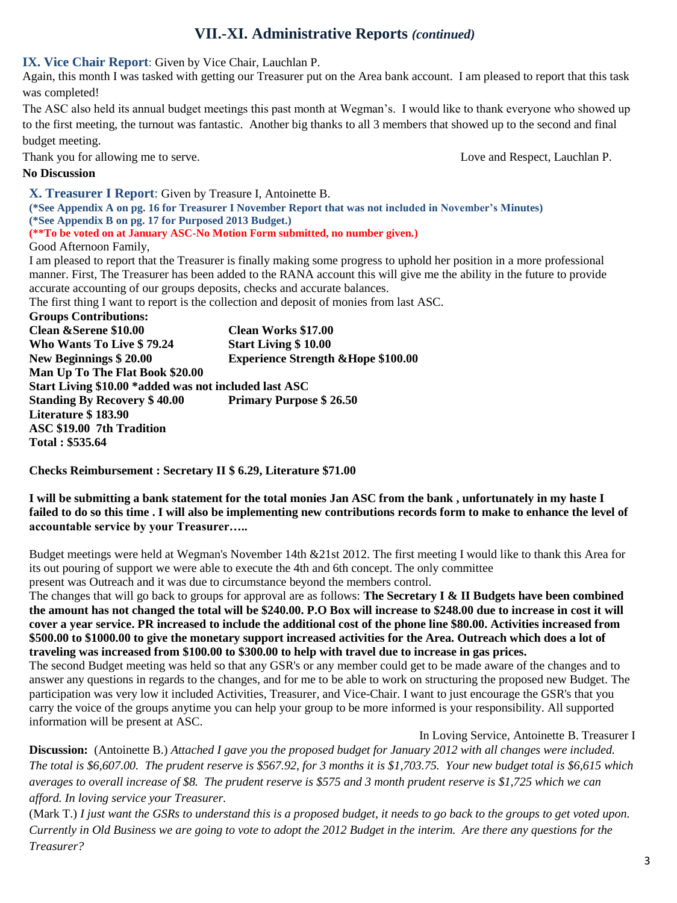# VII.-XI. Administrative Reports *(continued)*

## IX. Vice Chair Report: Given by Vice Chair, Lauchlan P.

Again, this month I was tasked with getting our Treasurer put on the Area bank account. I am pleased to report that this task was completed!

The ASC also held its annual budget meetings this past month at Wegman's. I would like to thank everyone who showed up to the first meeting, the turnout was fantastic. Another big thanks to all 3 members that showed up to the second and final budget meeting.

Thank you for allowing me to serve. Love and Respect, Lauchlan P.

**No Discussion**

## X. Treasurer I Report: Given by Treasure I, Antoinette B.

**(*See Appendix A on pg. 16 for Treasurer I November Report that was not included in November's Minutes)**
**(*See Appendix B on pg. 17 for Purposed 2013 Budget.)**
**(**To be voted on at January ASC-No Motion Form submitted, no number given.)**

Good Afternoon Family,

I am pleased to report that the Treasurer is finally making some progress to uphold her position in a more professional manner. First, The Treasurer has been added to the RANA account this will give me the ability in the future to provide accurate accounting of our groups deposits, checks and accurate balances.

The first thing I want to report is the collection and deposit of monies from last ASC.

**Groups Contributions:**

**Clean &Serene $10.00**
**Clean Works $17.00**
**Who Wants To Live $ 79.24**
**Start Living $ 10.00**
**New Beginnings $ 20.00**
**Experience Strength &Hope $100.00**
**Man Up To The Flat Book $20.00**
**Start Living $10.00 *added was not included last ASC**
**Standing By Recovery $ 40.00**
**Primary Purpose $ 26.50**
**Literature $ 183.90**
**ASC $19.00 7th Tradition**
**Total : $535.64**

**Checks Reimbursement : Secretary II $ 6.29, Literature $71.00**

**I will be submitting a bank statement for the total monies Jan ASC from the bank , unfortunately in my haste I failed to do so this time . I will also be implementing new contributions records form to make to enhance the level of accountable service by your Treasurer…..**

Budget meetings were held at Wegman's November 14th &21st 2012. The first meeting I would like to thank this Area for its out pouring of support we were able to execute the 4th and 6th concept. The only committee present was Outreach and it was due to circumstance beyond the members control.

The changes that will go back to groups for approval are as follows: **The Secretary I & II Budgets have been combined the amount has not changed the total will be $240.00. P.O Box will increase to $248.00 due to increase in cost it will cover a year service. PR increased to include the additional cost of the phone line $80.00. Activities increased from $500.00 to $1000.00 to give the monetary support increased activities for the Area. Outreach which does a lot of traveling was increased from $100.00 to $300.00 to help with travel due to increase in gas prices.**

The second Budget meeting was held so that any GSR's or any member could get to be made aware of the changes and to answer any questions in regards to the changes, and for me to be able to work on structuring the proposed new Budget. The participation was very low it included Activities, Treasurer, and Vice-Chair. I want to just encourage the GSR's that you carry the voice of the groups anytime you can help your group to be more informed is your responsibility. All supported information will be present at ASC.

In Loving Service, Antoinette B. Treasurer I

**Discussion:** (Antoinette B.) *Attached I gave you the proposed budget for January 2012 with all changes were included. The total is $6,607.00. The prudent reserve is $567.92, for 3 months it is $1,703.75. Your new budget total is $6,615 which averages to overall increase of $8. The prudent reserve is $575 and 3 month prudent reserve is $1,725 which we can afford. In loving service your Treasurer.*

(Mark T.) *I just want the GSRs to understand this is a proposed budget, it needs to go back to the groups to get voted upon. Currently in Old Business we are going to vote to adopt the 2012 Budget in the interim. Are there any questions for the Treasurer?*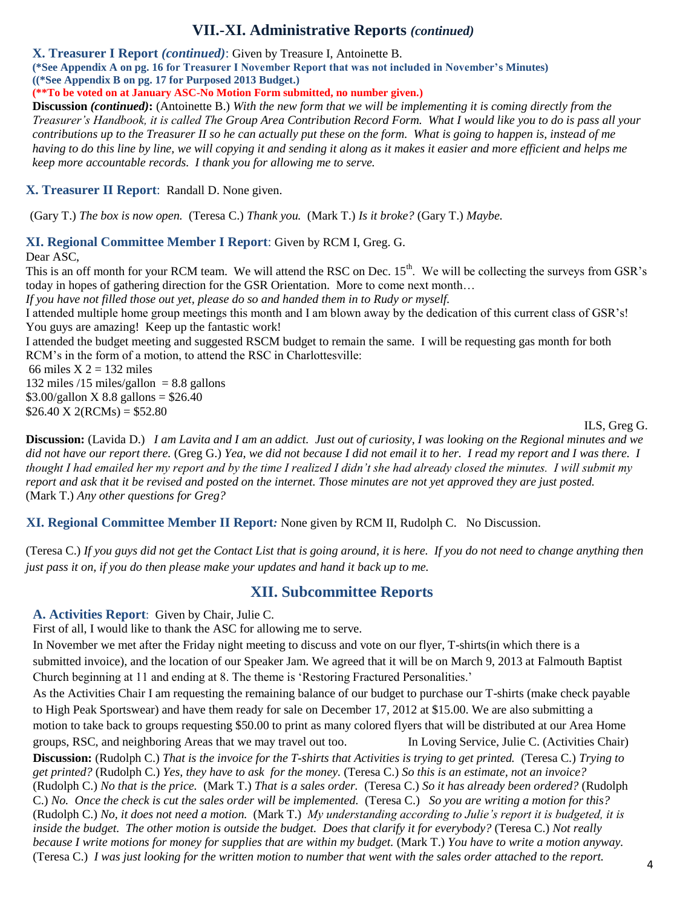# VII.-XI. Administrative Reports *(continued)*

**X. Treasurer I Report *(continued)***: Given by Treasure I, Antoinette B.

**(*See Appendix A on pg. 16 for Treasurer I November Report that was not included in November's Minutes)**

**((*See Appendix B on pg. 17 for Purposed 2013 Budget.)**

**(**To be voted on at January ASC-No Motion Form submitted, no number given.)**

**Discussion *(continued)*:** (Antoinette B.) *With the new form that we will be implementing it is coming directly from the Treasurer's Handbook, it is called The Group Area Contribution Record Form. What I would like you to do is pass all your contributions up to the Treasurer II so he can actually put these on the form. What is going to happen is, instead of me having to do this line by line, we will copying it and sending it along as it makes it easier and more efficient and helps me keep more accountable records. I thank you for allowing me to serve.*

**X. Treasurer II Report**: Randall D. None given.

(Gary T.) *The box is now open.* (Teresa C.) *Thank you.* (Mark T.) *Is it broke?* (Gary T.) *Maybe.*

**XI. Regional Committee Member I Report**: Given by RCM I, Greg. G.

Dear ASC,

This is an off month for your RCM team. We will attend the RSC on Dec. 15th. We will be collecting the surveys from GSR's today in hopes of gathering direction for the GSR Orientation. More to come next month…

*If you have not filled those out yet, please do so and handed them in to Rudy or myself.*

I attended multiple home group meetings this month and I am blown away by the dedication of this current class of GSR's! You guys are amazing! Keep up the fantastic work!

I attended the budget meeting and suggested RSCM budget to remain the same. I will be requesting gas month for both RCM's in the form of a motion, to attend the RSC in Charlottesville:

66 miles X 2 = 132 miles

132 miles /15 miles/gallon = 8.8 gallons

$3.00/gallon X 8.8 gallons = $26.40

$26.40 X 2(RCMs) = $52.80

ILS, Greg G.

**Discussion:** (Lavida D.) *I am Lavita and I am an addict. Just out of curiosity, I was looking on the Regional minutes and we did not have our report there.* (Greg G.) *Yea, we did not because I did not email it to her. I read my report and I was there. I thought I had emailed her my report and by the time I realized I didn't she had already closed the minutes. I will submit my report and ask that it be revised and posted on the internet. Those minutes are not yet approved they are just posted.* (Mark T.) *Any other questions for Greg?*

**XI. Regional Committee Member II Report*:*** None given by RCM II, Rudolph C. No Discussion.

(Teresa C.) *If you guys did not get the Contact List that is going around, it is here. If you do not need to change anything then just pass it on, if you do then please make your updates and hand it back up to me.*

# XII. Subcommittee Reports

**A. Activities Report**: Given by Chair, Julie C.

First of all, I would like to thank the ASC for allowing me to serve.

In November we met after the Friday night meeting to discuss and vote on our flyer, T-shirts(in which there is a submitted invoice), and the location of our Speaker Jam. We agreed that it will be on March 9, 2013 at Falmouth Baptist Church beginning at 11 and ending at 8. The theme is 'Restoring Fractured Personalities.'

As the Activities Chair I am requesting the remaining balance of our budget to purchase our T-shirts (make check payable to High Peak Sportswear) and have them ready for sale on December 17, 2012 at $15.00. We are also submitting a motion to take back to groups requesting $50.00 to print as many colored flyers that will be distributed at our Area Home groups, RSC, and neighboring Areas that we may travel out too. In Loving Service, Julie C. (Activities Chair)

**Discussion:** (Rudolph C.) *That is the invoice for the T-shirts that Activities is trying to get printed.* (Teresa C.) *Trying to get printed?* (Rudolph C.) *Yes, they have to ask for the money.* (Teresa C.) *So this is an estimate, not an invoice?* (Rudolph C.) *No that is the price.* (Mark T.) *That is a sales order.* (Teresa C.) *So it has already been ordered?* (Rudolph C.) *No. Once the check is cut the sales order will be implemented.* (Teresa C.) *So you are writing a motion for this?* (Rudolph C.) *No, it does not need a motion.* (Mark T.) *My understanding according to Julie's report it is budgeted, it is inside the budget. The other motion is outside the budget. Does that clarify it for everybody?* (Teresa C.) *Not really because I write motions for money for supplies that are within my budget.* (Mark T.) *You have to write a motion anyway.* (Teresa C.) *I was just looking for the written motion to number that went with the sales order attached to the report.*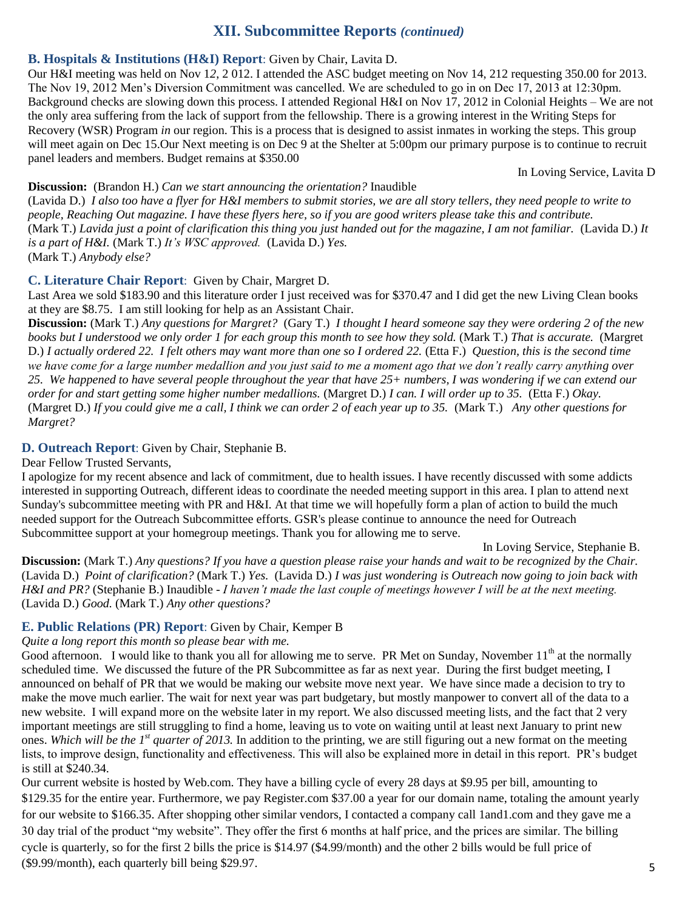## XII. Subcommittee Reports *(continued)*

### B. Hospitals & Institutions (H&I) Report: Given by Chair, Lavita D.

Our H&I meeting was held on Nov 12, 2 012. I attended the ASC budget meeting on Nov 14, 212 requesting 350.00 for 2013. The Nov 19, 2012 Men's Diversion Commitment was cancelled. We are scheduled to go in on Dec 17, 2013 at 12:30pm. Background checks are slowing down this process. I attended Regional H&I on Nov 17, 2012 in Colonial Heights – We are not the only area suffering from the lack of support from the fellowship. There is a growing interest in the Writing Steps for Recovery (WSR) Program *in* our region. This is a process that is designed to assist inmates in working the steps. This group will meet again on Dec 15.Our Next meeting is on Dec 9 at the Shelter at 5:00pm our primary purpose is to continue to recruit panel leaders and members. Budget remains at $350.00

In Loving Service, Lavita D

**Discussion:** (Brandon H.) *Can we start announcing the orientation?* Inaudible
(Lavida D.) *I also too have a flyer for H&I members to submit stories, we are all story tellers, they need people to write to people, Reaching Out magazine. I have these flyers here, so if you are good writers please take this and contribute.* (Mark T.) *Lavida just a point of clarification this thing you just handed out for the magazine, I am not familiar.* (Lavida D.) *It is a part of H&I.* (Mark T.) *It's WSC approved.* (Lavida D.) *Yes.*
(Mark T.) *Anybody else?*

### C. Literature Chair Report: Given by Chair, Margret D.

Last Area we sold $183.90 and this literature order I just received was for $370.47 and I did get the new Living Clean books at they are $8.75. I am still looking for help as an Assistant Chair.
**Discussion:** (Mark T.) *Any questions for Margret?* (Gary T.) *I thought I heard someone say they were ordering 2 of the new books but I understood we only order 1 for each group this month to see how they sold.* (Mark T.) *That is accurate.* (Margret D.) *I actually ordered 22. I felt others may want more than one so I ordered 22.* (Etta F.) *Question, this is the second time we have come for a large number medallion and you just said to me a moment ago that we don't really carry anything over 25. We happened to have several people throughout the year that have 25+ numbers, I was wondering if we can extend our order for and start getting some higher number medallions.* (Margret D.) *I can. I will order up to 35.* (Etta F.) *Okay.* (Margret D.) *If you could give me a call, I think we can order 2 of each year up to 35.* (Mark T.) *Any other questions for Margret?*

### D. Outreach Report: Given by Chair, Stephanie B.

Dear Fellow Trusted Servants,
I apologize for my recent absence and lack of commitment, due to health issues. I have recently discussed with some addicts interested in supporting Outreach, different ideas to coordinate the needed meeting support in this area. I plan to attend next Sunday's subcommittee meeting with PR and H&I. At that time we will hopefully form a plan of action to build the much needed support for the Outreach Subcommittee efforts. GSR's please continue to announce the need for Outreach Subcommittee support at your homegroup meetings. Thank you for allowing me to serve.

In Loving Service, Stephanie B.

**Discussion:** (Mark T.) *Any questions? If you have a question please raise your hands and wait to be recognized by the Chair.* (Lavida D.) *Point of clarification?* (Mark T.) *Yes.* (Lavida D.) *I was just wondering is Outreach now going to join back with H&I and PR?* (Stephanie B.) Inaudible - *I haven't made the last couple of meetings however I will be at the next meeting.* (Lavida D.) *Good.* (Mark T.) *Any other questions?*

### E. Public Relations (PR) Report: Given by Chair, Kemper B

*Quite a long report this month so please bear with me.*

Good afternoon. I would like to thank you all for allowing me to serve. PR Met on Sunday, November 11th at the normally scheduled time. We discussed the future of the PR Subcommittee as far as next year. During the first budget meeting, I announced on behalf of PR that we would be making our website move next year. We have since made a decision to try to make the move much earlier. The wait for next year was part budgetary, but mostly manpower to convert all of the data to a new website. I will expand more on the website later in my report. We also discussed meeting lists, and the fact that 2 very important meetings are still struggling to find a home, leaving us to vote on waiting until at least next January to print new ones. *Which will be the 1st quarter of 2013.* In addition to the printing, we are still figuring out a new format on the meeting lists, to improve design, functionality and effectiveness. This will also be explained more in detail in this report. PR's budget is still at $240.34.

Our current website is hosted by Web.com. They have a billing cycle of every 28 days at $9.95 per bill, amounting to $129.35 for the entire year. Furthermore, we pay Register.com $37.00 a year for our domain name, totaling the amount yearly for our website to $166.35. After shopping other similar vendors, I contacted a company call 1and1.com and they gave me a 30 day trial of the product "my website". They offer the first 6 months at half price, and the prices are similar. The billing cycle is quarterly, so for the first 2 bills the price is $14.97 ($4.99/month) and the other 2 bills would be full price of ($9.99/month), each quarterly bill being $29.97.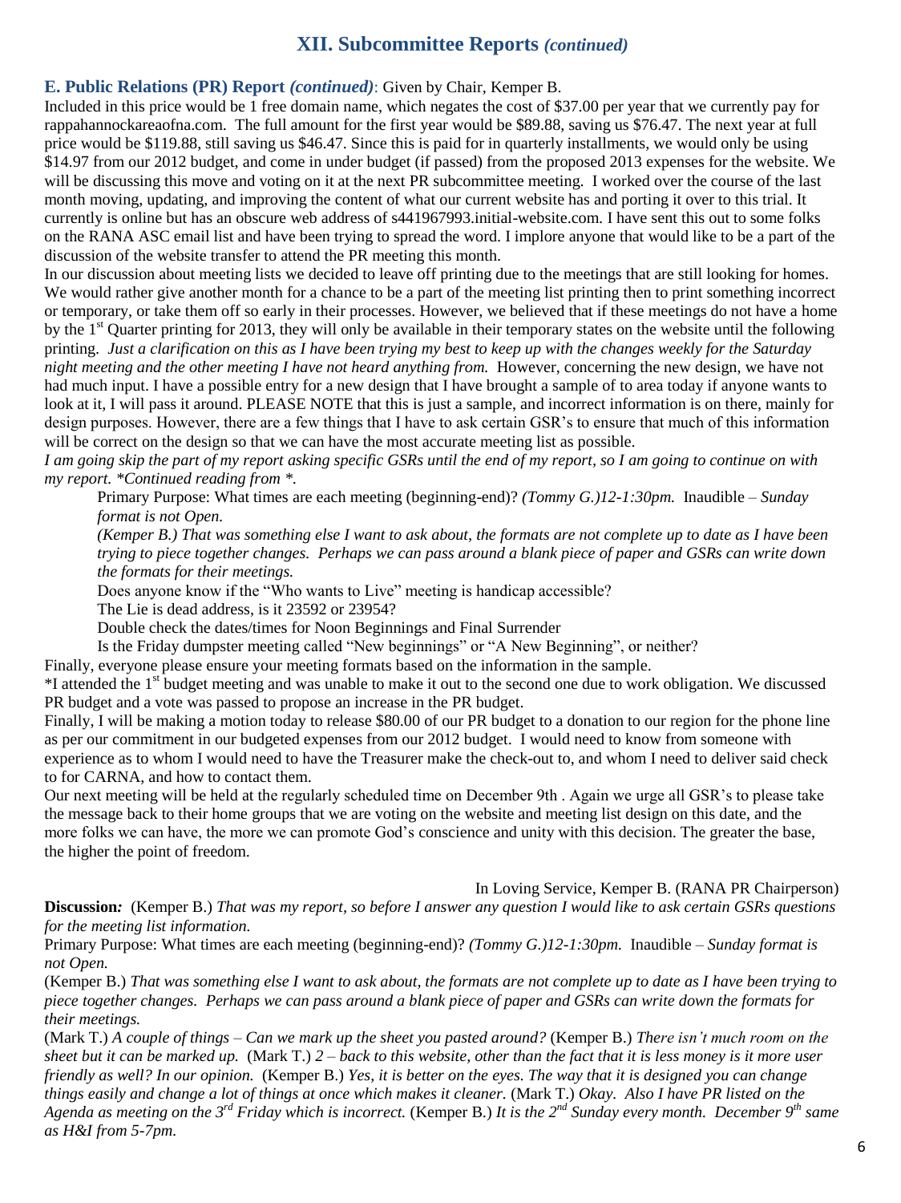## XII. Subcommittee Reports *(continued)*

**E. Public Relations (PR) Report *(continued)***: Given by Chair, Kemper B.

Included in this price would be 1 free domain name, which negates the cost of $37.00 per year that we currently pay for rappahannockareaofna.com. The full amount for the first year would be $89.88, saving us $76.47. The next year at full price would be $119.88, still saving us $46.47. Since this is paid for in quarterly installments, we would only be using $14.97 from our 2012 budget, and come in under budget (if passed) from the proposed 2013 expenses for the website. We will be discussing this move and voting on it at the next PR subcommittee meeting. I worked over the course of the last month moving, updating, and improving the content of what our current website has and porting it over to this trial. It currently is online but has an obscure web address of s441967993.initial-website.com. I have sent this out to some folks on the RANA ASC email list and have been trying to spread the word. I implore anyone that would like to be a part of the discussion of the website transfer to attend the PR meeting this month.

In our discussion about meeting lists we decided to leave off printing due to the meetings that are still looking for homes. We would rather give another month for a chance to be a part of the meeting list printing then to print something incorrect or temporary, or take them off so early in their processes. However, we believed that if these meetings do not have a home by the 1st Quarter printing for 2013, they will only be available in their temporary states on the website until the following printing. *Just a clarification on this as I have been trying my best to keep up with the changes weekly for the Saturday night meeting and the other meeting I have not heard anything from.* However, concerning the new design, we have not had much input. I have a possible entry for a new design that I have brought a sample of to area today if anyone wants to look at it, I will pass it around. PLEASE NOTE that this is just a sample, and incorrect information is on there, mainly for design purposes. However, there are a few things that I have to ask certain GSR's to ensure that much of this information will be correct on the design so that we can have the most accurate meeting list as possible.

*I am going skip the part of my report asking specific GSRs until the end of my report, so I am going to continue on with my report. *Continued reading from *.*

> Primary Purpose: What times are each meeting (beginning-end)? *(Tommy G.)12-1:30pm.* Inaudible – *Sunday format is not Open.*
>
> *(Kemper B.) That was something else I want to ask about, the formats are not complete up to date as I have been trying to piece together changes. Perhaps we can pass around a blank piece of paper and GSRs can write down the formats for their meetings.*
>
> Does anyone know if the "Who wants to Live" meeting is handicap accessible?
>
> The Lie is dead address, is it 23592 or 23954?
>
> Double check the dates/times for Noon Beginnings and Final Surrender
>
> Is the Friday dumpster meeting called "New beginnings" or "A New Beginning", or neither?

Finally, everyone please ensure your meeting formats based on the information in the sample.

*I attended the 1st budget meeting and was unable to make it out to the second one due to work obligation. We discussed PR budget and a vote was passed to propose an increase in the PR budget.

Finally, I will be making a motion today to release $80.00 of our PR budget to a donation to our region for the phone line as per our commitment in our budgeted expenses from our 2012 budget. I would need to know from someone with experience as to whom I would need to have the Treasurer make the check-out to, and whom I need to deliver said check to for CARNA, and how to contact them.

Our next meeting will be held at the regularly scheduled time on December 9th . Again we urge all GSR's to please take the message back to their home groups that we are voting on the website and meeting list design on this date, and the more folks we can have, the more we can promote God's conscience and unity with this decision. The greater the base, the higher the point of freedom.

In Loving Service, Kemper B. (RANA PR Chairperson)

**Discussion*:*** (Kemper B.) *That was my report, so before I answer any question I would like to ask certain GSRs questions for the meeting list information.*

Primary Purpose: What times are each meeting (beginning-end)? *(Tommy G.)12-1:30pm.* Inaudible – *Sunday format is not Open.*

(Kemper B.) *That was something else I want to ask about, the formats are not complete up to date as I have been trying to piece together changes. Perhaps we can pass around a blank piece of paper and GSRs can write down the formats for their meetings.*

(Mark T.) *A couple of things – Can we mark up the sheet you pasted around?* (Kemper B.) *There isn't much room on the sheet but it can be marked up.* (Mark T.) *2 – back to this website, other than the fact that it is less money is it more user friendly as well? In our opinion.* (Kemper B.) *Yes, it is better on the eyes. The way that it is designed you can change things easily and change a lot of things at once which makes it cleaner.* (Mark T.) *Okay. Also I have PR listed on the Agenda as meeting on the 3rd Friday which is incorrect.* (Kemper B.) *It is the 2nd Sunday every month. December 9th same as H&I from 5-7pm.*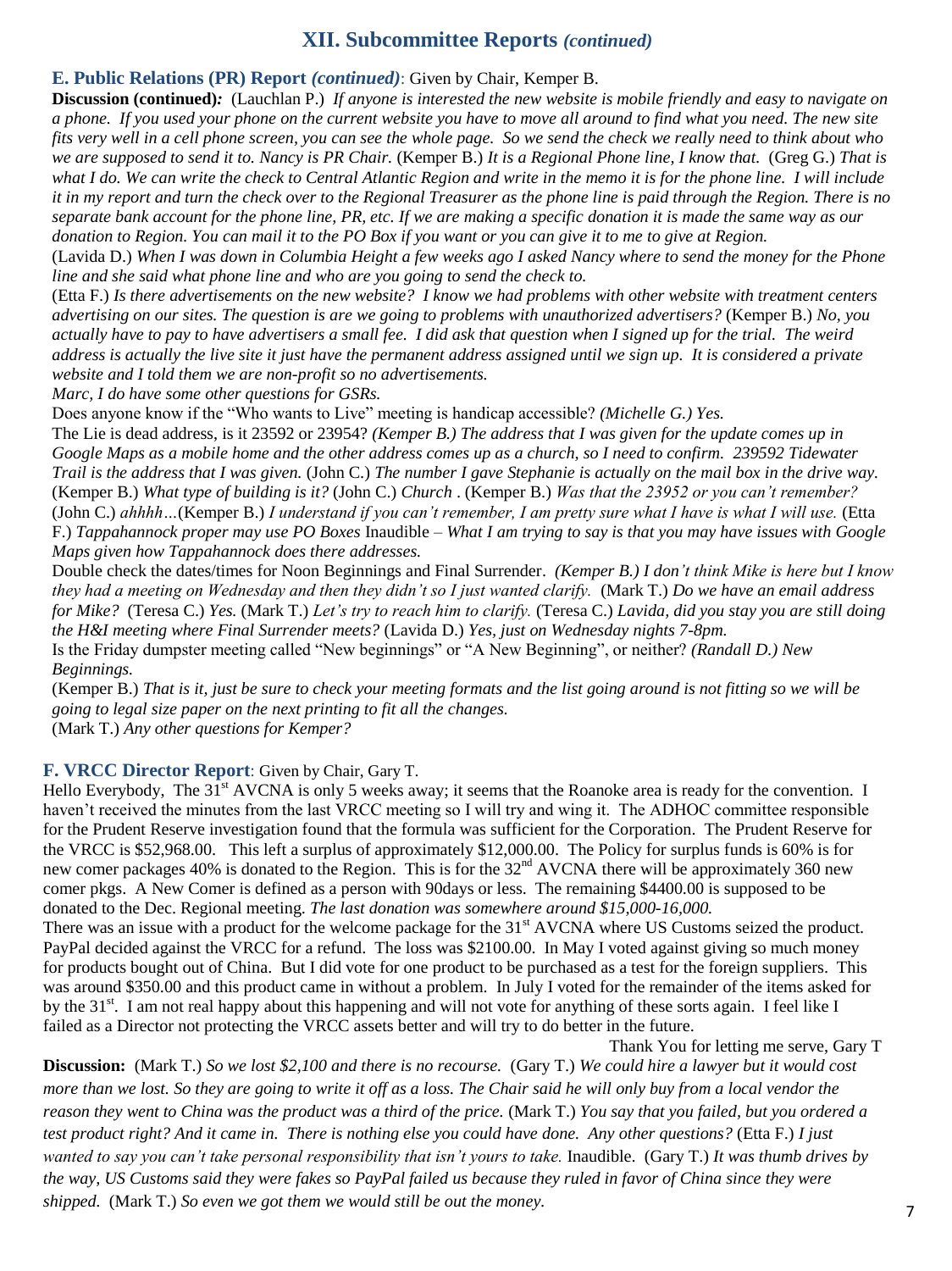## XII. Subcommittee Reports *(continued)*

### E. Public Relations (PR) Report *(continued)*: Given by Chair, Kemper B.

**Discussion (continued)*:*** (Lauchlan P.) *If anyone is interested the new website is mobile friendly and easy to navigate on a phone. If you used your phone on the current website you have to move all around to find what you need. The new site fits very well in a cell phone screen, you can see the whole page. So we send the check we really need to think about who we are supposed to send it to. Nancy is PR Chair.* (Kemper B.) *It is a Regional Phone line, I know that.* (Greg G.) *That is what I do. We can write the check to Central Atlantic Region and write in the memo it is for the phone line. I will include it in my report and turn the check over to the Regional Treasurer as the phone line is paid through the Region. There is no separate bank account for the phone line, PR, etc. If we are making a specific donation it is made the same way as our donation to Region. You can mail it to the PO Box if you want or you can give it to me to give at Region.*

(Lavida D.) *When I was down in Columbia Height a few weeks ago I asked Nancy where to send the money for the Phone line and she said what phone line and who are you going to send the check to.*

(Etta F.) *Is there advertisements on the new website? I know we had problems with other website with treatment centers advertising on our sites. The question is are we going to problems with unauthorized advertisers?* (Kemper B.) *No, you actually have to pay to have advertisers a small fee. I did ask that question when I signed up for the trial. The weird address is actually the live site it just have the permanent address assigned until we sign up. It is considered a private website and I told them we are non-profit so no advertisements.*

*Marc, I do have some other questions for GSRs.*

Does anyone know if the "Who wants to Live" meeting is handicap accessible? *(Michelle G.) Yes.*

The Lie is dead address, is it 23592 or 23954? *(Kemper B.) The address that I was given for the update comes up in Google Maps as a mobile home and the other address comes up as a church, so I need to confirm. 239592 Tidewater Trail is the address that I was given.* (John C.) *The number I gave Stephanie is actually on the mail box in the drive way.* (Kemper B.) *What type of building is it?* (John C.) *Church* . (Kemper B.) *Was that the 23952 or you can't remember?* (John C.) *ahhhh…*(Kemper B.) *I understand if you can't remember, I am pretty sure what I have is what I will use.* (Etta F.) *Tappahannock proper may use PO Boxes* Inaudible – *What I am trying to say is that you may have issues with Google Maps given how Tappahannock does there addresses.*

Double check the dates/times for Noon Beginnings and Final Surrender. *(Kemper B.) I don't think Mike is here but I know they had a meeting on Wednesday and then they didn't so I just wanted clarify.* (Mark T.) *Do we have an email address for Mike?* (Teresa C.) *Yes.* (Mark T.) *Let's try to reach him to clarify.* (Teresa C.) *Lavida, did you stay you are still doing the H&I meeting where Final Surrender meets?* (Lavida D.) *Yes, just on Wednesday nights 7-8pm.*

Is the Friday dumpster meeting called "New beginnings" or "A New Beginning", or neither? *(Randall D.) New Beginnings.*

(Kemper B.) *That is it, just be sure to check your meeting formats and the list going around is not fitting so we will be going to legal size paper on the next printing to fit all the changes.*

(Mark T.) *Any other questions for Kemper?*

### F. VRCC Director Report: Given by Chair, Gary T.

Hello Everybody, The 31st AVCNA is only 5 weeks away; it seems that the Roanoke area is ready for the convention. I haven't received the minutes from the last VRCC meeting so I will try and wing it. The ADHOC committee responsible for the Prudent Reserve investigation found that the formula was sufficient for the Corporation. The Prudent Reserve for the VRCC is $52,968.00. This left a surplus of approximately $12,000.00. The Policy for surplus funds is 60% is for new comer packages 40% is donated to the Region. This is for the 32nd AVCNA there will be approximately 360 new comer pkgs. A New Comer is defined as a person with 90days or less. The remaining $4400.00 is supposed to be donated to the Dec. Regional meeting. *The last donation was somewhere around $15,000-16,000.*

There was an issue with a product for the welcome package for the 31st AVCNA where US Customs seized the product. PayPal decided against the VRCC for a refund. The loss was $2100.00. In May I voted against giving so much money for products bought out of China. But I did vote for one product to be purchased as a test for the foreign suppliers. This was around $350.00 and this product came in without a problem. In July I voted for the remainder of the items asked for by the 31st. I am not real happy about this happening and will not vote for anything of these sorts again. I feel like I failed as a Director not protecting the VRCC assets better and will try to do better in the future.

Thank You for letting me serve, Gary T

**Discussion:** (Mark T.) *So we lost $2,100 and there is no recourse.* (Gary T.) *We could hire a lawyer but it would cost more than we lost. So they are going to write it off as a loss. The Chair said he will only buy from a local vendor the reason they went to China was the product was a third of the price.* (Mark T.) *You say that you failed, but you ordered a test product right? And it came in. There is nothing else you could have done. Any other questions?* (Etta F.) *I just wanted to say you can't take personal responsibility that isn't yours to take.* Inaudible. (Gary T.) *It was thumb drives by the way, US Customs said they were fakes so PayPal failed us because they ruled in favor of China since they were shipped.* (Mark T.) *So even we got them we would still be out the money.*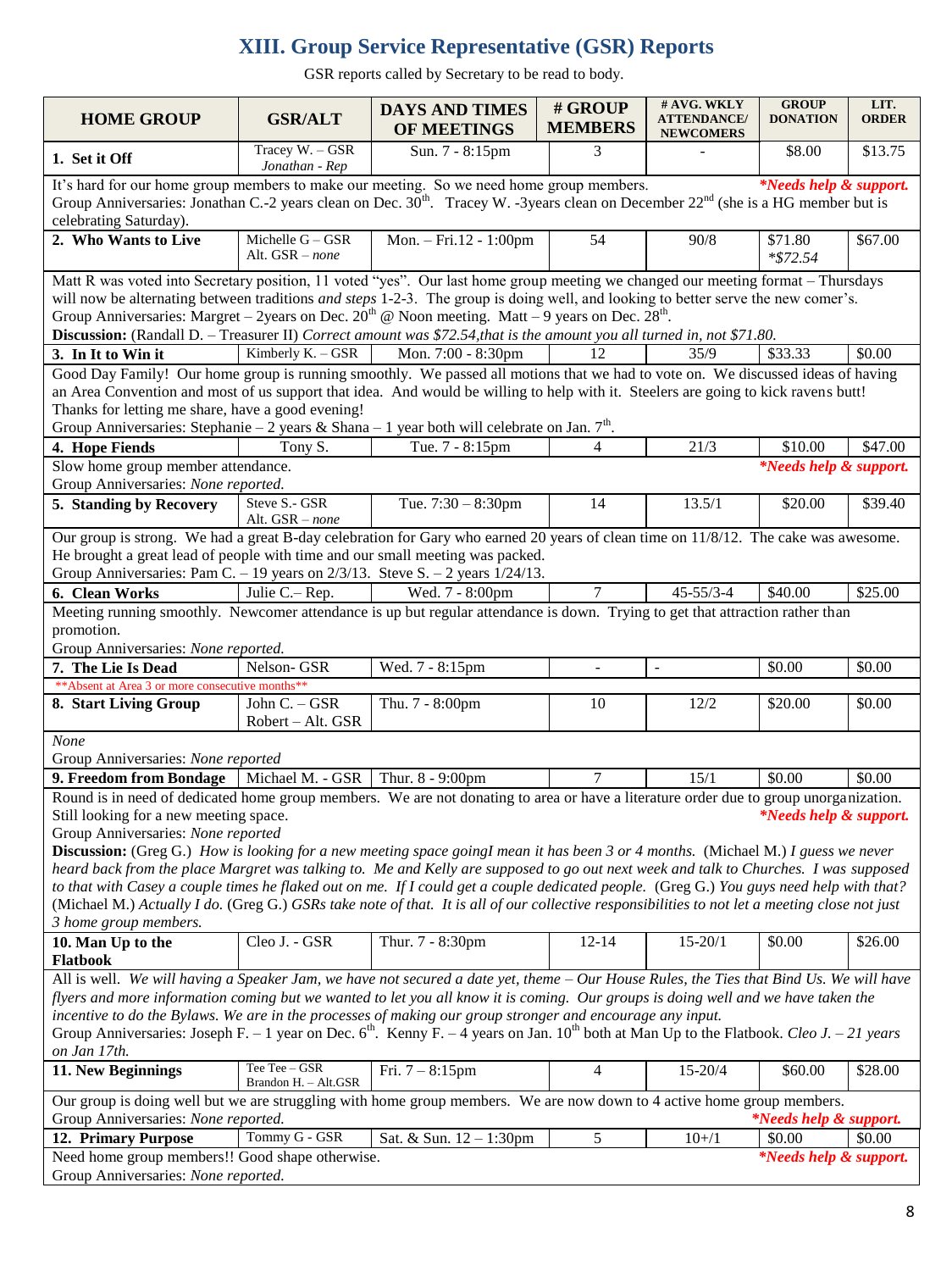## XIII. Group Service Representative (GSR) Reports

GSR reports called by Secretary to be read to body.

| HOME GROUP | GSR/ALT | DAYS AND TIMES OF MEETINGS | # GROUP MEMBERS | # AVG. WKLY ATTENDANCE/ NEWCOMERS | GROUP DONATION | LIT. ORDER |
|---|---|---|---|---|---|---|
| **1. Set it Off** | Tracey W. – GSR *Jonathan - Rep* | Sun. 7 - 8:15pm | 3 | - | $8.00 | $13.75 |
| It's hard for our home group members to make our meeting. So we need home group members. ***Needs help & support.*** Group Anniversaries: Jonathan C.-2 years clean on Dec. 30th. Tracey W. -3years clean on December 22nd (she is a HG member but is celebrating Saturday). | | | | | | |
| **2. Who Wants to Live** | Michelle G – GSR Alt. GSR – *none* | Mon. – Fri.12 - 1:00pm | 54 | 90/8 | $71.80 **$72.54* | $67.00 |
| Matt R was voted into Secretary position, 11 voted "yes". Our last home group meeting we changed our meeting format – Thursdays will now be alternating between traditions *and steps* 1-2-3. The group is doing well, and looking to better serve the new comer's. Group Anniversaries: Margret – 2years on Dec. 20th @ Noon meeting. Matt – 9 years on Dec. 28th. **Discussion:** (Randall D. – Treasurer II) *Correct amount was $72.54,that is the amount you all turned in, not $71.80.* | | | | | | |
| **3. In It to Win it** | Kimberly K. – GSR | Mon. 7:00 - 8:30pm | 12 | 35/9 | $33.33 | $0.00 |
| Good Day Family! Our home group is running smoothly. We passed all motions that we had to vote on. We discussed ideas of having an Area Convention and most of us support that idea. And would be willing to help with it. Steelers are going to kick ravens butt! Thanks for letting me share, have a good evening! Group Anniversaries: Stephanie – 2 years & Shana – 1 year both will celebrate on Jan. 7th. | | | | | | |
| **4. Hope Fiends** | Tony S. | Tue. 7 - 8:15pm | 4 | 21/3 | $10.00 | $47.00 |
| Slow home group member attendance. ***Needs help & support.*** Group Anniversaries: *None reported.* | | | | | | |
| **5. Standing by Recovery** | Steve S.- GSR Alt. GSR – *none* | Tue. 7:30 – 8:30pm | 14 | 13.5/1 | $20.00 | $39.40 |
| Our group is strong. We had a great B-day celebration for Gary who earned 20 years of clean time on 11/8/12. The cake was awesome. He brought a great lead of people with time and our small meeting was packed. Group Anniversaries: Pam C. – 19 years on 2/3/13. Steve S. – 2 years 1/24/13. | | | | | | |
| **6. Clean Works** | Julie C.– Rep. | Wed. 7 - 8:00pm | 7 | 45-55/3-4 | $40.00 | $25.00 |
| Meeting running smoothly. Newcomer attendance is up but regular attendance is down. Trying to get that attraction rather than promotion. Group Anniversaries: *None reported.* | | | | | | |
| **7. The Lie Is Dead** | Nelson- GSR | Wed. 7 - 8:15pm | - | - | $0.00 | $0.00 |
| **Absent at Area 3 or more consecutive months** | | | | | | |
| **8. Start Living Group** | John C. – GSR Robert – Alt. GSR | Thu. 7 - 8:00pm | 10 | 12/2 | $20.00 | $0.00 |
| *None* Group Anniversaries: *None reported* | | | | | | |
| **9. Freedom from Bondage** | Michael M. - GSR | Thur. 8 - 9:00pm | 7 | 15/1 | $0.00 | $0.00 |
| Round is in need of dedicated home group members. We are not donating to area or have a literature order due to group unorganization. Still looking for a new meeting space. ***Needs help & support.*** Group Anniversaries: *None reported* **Discussion:** (Greg G.) *How is looking for a new meeting space goingI mean it has been 3 or 4 months.* (Michael M.) *I guess we never heard back from the place Margret was talking to. Me and Kelly are supposed to go out next week and talk to Churches. I was supposed to that with Casey a couple times he flaked out on me. If I could get a couple dedicated people.* (Greg G.) *You guys need help with that?* (Michael M.) *Actually I do.* (Greg G.) *GSRs take note of that. It is all of our collective responsibilities to not let a meeting close not just 3 home group members.* | | | | | | |
| **10. Man Up to the Flatbook** | Cleo J. - GSR | Thur. 7 - 8:30pm | 12-14 | 15-20/1 | $0.00 | $26.00 |
| All is well. *We will having a Speaker Jam, we have not secured a date yet, theme – Our House Rules, the Ties that Bind Us. We will have flyers and more information coming but we wanted to let you all know it is coming. Our groups is doing well and we have taken the incentive to do the Bylaws. We are in the processes of making our group stronger and encourage any input.* Group Anniversaries: Joseph F. – 1 year on Dec. 6th. Kenny F. – 4 years on Jan. 10th both at Man Up to the Flatbook. *Cleo J. – 21 years on Jan 17th.* | | | | | | |
| **11. New Beginnings** | Tee Tee – GSR Brandon H. – Alt.GSR | Fri. 7 – 8:15pm | 4 | 15-20/4 | $60.00 | $28.00 |
| Our group is doing well but we are struggling with home group members. We are now down to 4 active home group members. Group Anniversaries: *None reported.* ***Needs help & support.*** | | | | | | |
| **12. Primary Purpose** | Tommy G - GSR | Sat. & Sun. 12 – 1:30pm | 5 | 10+/1 | $0.00 | $0.00 |
| Need home group members!! Good shape otherwise. ***Needs help & support.*** Group Anniversaries: *None reported.* | | | | | | |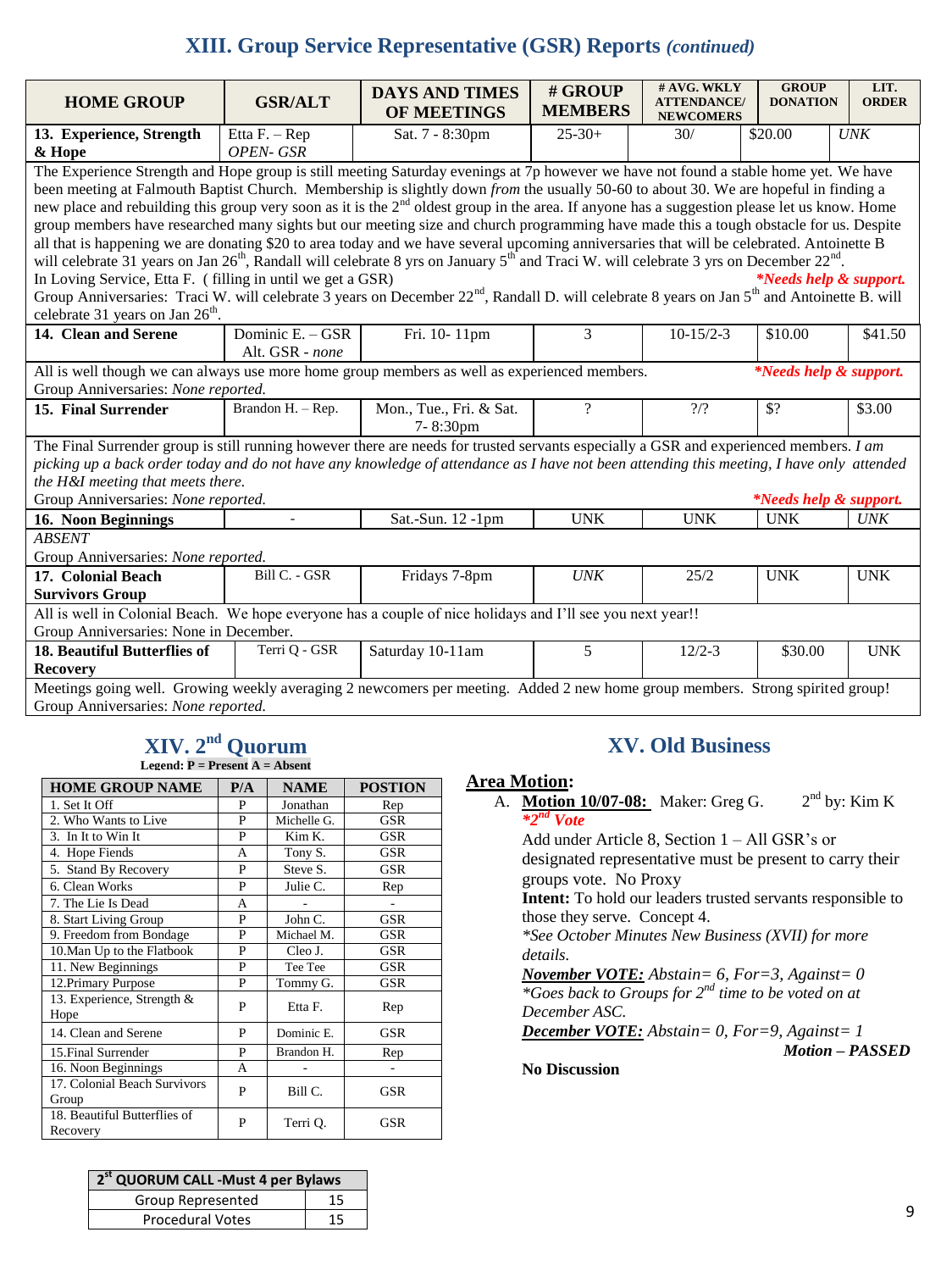## XIII. Group Service Representative (GSR) Reports *(continued)*

| HOME GROUP | GSR/ALT | DAYS AND TIMES OF MEETINGS | # GROUP MEMBERS | # AVG. WKLY ATTENDANCE/ NEWCOMERS | GROUP DONATION | LIT. ORDER |
|---|---|---|---|---|---|---|
| **13. Experience, Strength & Hope** | Etta F. – Rep *OPEN- GSR* | Sat. 7 - 8:30pm | 25-30+ | 30/ | $20.00 | *UNK* |
| The Experience Strength and Hope group is still meeting Saturday evenings at 7p however we have not found a stable home yet. We have been meeting at Falmouth Baptist Church. Membership is slightly down *from* the usually 50-60 to about 30. We are hopeful in finding a new place and rebuilding this group very soon as it is the 2nd oldest group in the area. If anyone has a suggestion please let us know. Home group members have researched many sights but our meeting size and church programming have made this a tough obstacle for us. Despite all that is happening we are donating $20 to area today and we have several upcoming anniversaries that will be celebrated. Antoinette B will celebrate 31 years on Jan 26th, Randall will celebrate 8 yrs on January 5th and Traci W. will celebrate 3 yrs on December 22nd. In Loving Service, Etta F. ( filling in until we get a GSR) ***\*Needs help & support.*** Group Anniversaries: Traci W. will celebrate 3 years on December 22nd, Randall D. will celebrate 8 years on Jan 5th and Antoinette B. will celebrate 31 years on Jan 26th. | | | | | | |
| **14. Clean and Serene** | Dominic E. – GSR Alt. GSR - *none* | Fri. 10- 11pm | 3 | 10-15/2-3 | $10.00 | $41.50 |
| All is well though we can always use more home group members as well as experienced members. ***\*Needs help & support.*** Group Anniversaries: *None reported.* | | | | | | |
| **15. Final Surrender** | Brandon H. – Rep. | Mon., Tue., Fri. & Sat. 7- 8:30pm | ? | ?/? | $? | $3.00 |
| The Final Surrender group is still running however there are needs for trusted servants especially a GSR and experienced members. *I am picking up a back order today and do not have any knowledge of attendance as I have not been attending this meeting, I have only attended the H&I meeting that meets there.* Group Anniversaries: *None reported.* ***\*Needs help & support.*** | | | | | | |
| **16. Noon Beginnings** | - | Sat.-Sun. 12 -1pm | UNK | UNK | UNK | *UNK* |
| *ABSENT* Group Anniversaries: *None reported.* | | | | | | |
| **17. Colonial Beach Survivors Group** | Bill C. - GSR | Fridays 7-8pm | *UNK* | 25/2 | UNK | UNK |
| All is well in Colonial Beach. We hope everyone has a couple of nice holidays and I'll see you next year!! Group Anniversaries: None in December. | | | | | | |
| **18. Beautiful Butterflies of Recovery** | Terri Q - GSR | Saturday 10-11am | 5 | 12/2-3 | $30.00 | UNK |
| Meetings going well. Growing weekly averaging 2 newcomers per meeting. Added 2 new home group members. Strong spirited group! Group Anniversaries: *None reported.* | | | | | | |

## XIV. 2nd Quorum

**Legend: P = Present A = Absent**

| HOME GROUP NAME | P/A | NAME | POSTION |
|---|---|---|---|
| 1. Set It Off | P | Jonathan | Rep |
| 2. Who Wants to Live | P | Michelle G. | GSR |
| 3. In It to Win It | P | Kim K. | GSR |
| 4. Hope Fiends | A | Tony S. | GSR |
| 5. Stand By Recovery | P | Steve S. | GSR |
| 6. Clean Works | P | Julie C. | Rep |
| 7. The Lie Is Dead | A | - | - |
| 8. Start Living Group | P | John C. | GSR |
| 9. Freedom from Bondage | P | Michael M. | GSR |
| 10.Man Up to the Flatbook | P | Cleo J. | GSR |
| 11. New Beginnings | P | Tee Tee | GSR |
| 12.Primary Purpose | P | Tommy G. | GSR |
| 13. Experience, Strength & Hope | P | Etta F. | Rep |
| 14. Clean and Serene | P | Dominic E. | GSR |
| 15.Final Surrender | P | Brandon H. | Rep |
| 16. Noon Beginnings | A | - | - |
| 17. Colonial Beach Survivors Group | P | Bill C. | GSR |
| 18. Beautiful Butterflies of Recovery | P | Terri Q. | GSR |

| 2st QUORUM CALL -Must 4 per Bylaws | |
|---|---|
| Group Represented | 15 |
| Procedural Votes | 15 |

## XV. Old Business

**Area Motion:**

A. **Motion 10/07-08:** Maker: Greg G. 2nd by: Kim K
***\*2nd Vote***
Add under Article 8, Section 1 – All GSR's or designated representative must be present to carry their groups vote. No Proxy
**Intent:** To hold our leaders trusted servants responsible to those they serve. Concept 4.
*\*See October Minutes New Business (XVII) for more details.*
***November VOTE:*** *Abstain= 6, For=3, Against= 0*
*\*Goes back to Groups for 2nd time to be voted on at December ASC.*
***December VOTE:*** *Abstain= 0, For=9, Against= 1*
***Motion – PASSED***

**No Discussion**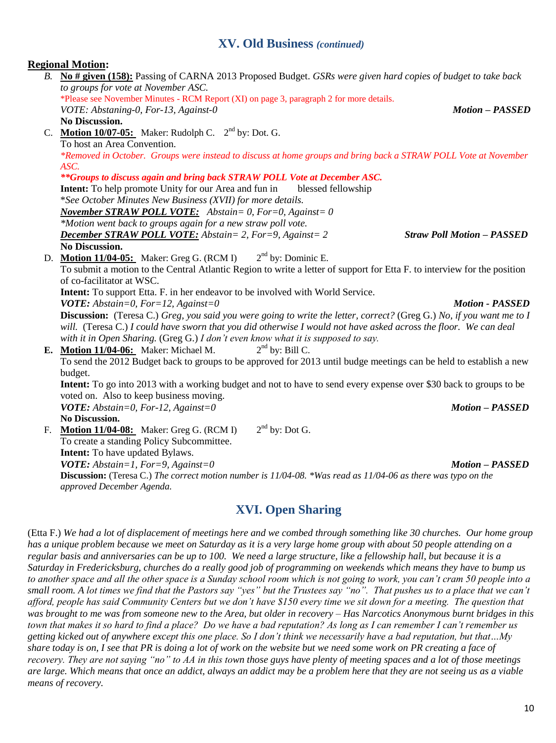## XV. Old Business *(continued)*

**Regional Motion:**

*B.* **No # given (158):** Passing of CARNA 2013 Proposed Budget. *GSRs were given hard copies of budget to take back to groups for vote at November ASC.*
*Please see November Minutes - RCM Report (XI) on page 3, paragraph 2 for more details.
*VOTE: Abstaning-0, For-13, Against-0* ***Motion – PASSED***
**No Discussion.**

C. **Motion 10/07-05:** Maker: Rudolph C. 2nd by: Dot. G.
To host an Area Convention.
*\*Removed in October. Groups were instead to discuss at home groups and bring back a STRAW POLL Vote at November ASC.*
***\*\*Groups to discuss again and bring back STRAW POLL Vote at December ASC.***
**Intent:** To help promote Unity for our Area and fun in blessed fellowship
\**See October Minutes New Business (XVII) for more details.*
***November STRAW POLL VOTE:*** *Abstain= 0, For=0, Against= 0*
*\*Motion went back to groups again for a new straw poll vote.*
***December STRAW POLL VOTE:*** *Abstain= 2, For=9, Against= 2* ***Straw Poll Motion – PASSED***
**No Discussion.**

D. **Motion 11/04-05:** Maker: Greg G. (RCM I) 2nd by: Dominic E.
To submit a motion to the Central Atlantic Region to write a letter of support for Etta F. to interview for the position of co-facilitator at WSC.
**Intent:** To support Etta. F. in her endeavor to be involved with World Service.
***VOTE:*** *Abstain=0, For=12, Against=0* ***Motion - PASSED***
**Discussion:** (Teresa C.) *Greg, you said you were going to write the letter, correct?* (Greg G.) *No, if you want me to I will.* (Teresa C.) *I could have sworn that you did otherwise I would not have asked across the floor. We can deal with it in Open Sharing.* (Greg G.) *I don't even know what it is supposed to say.*

**E. Motion 11/04-06:** Maker: Michael M. 2nd by: Bill C.
To send the 2012 Budget back to groups to be approved for 2013 until budge meetings can be held to establish a new budget.
**Intent:** To go into 2013 with a working budget and not to have to send every expense over $30 back to groups to be voted on. Also to keep business moving.
***VOTE:*** *Abstain=0, For-12, Against=0* ***Motion – PASSED***
**No Discussion.**

F. **Motion 11/04-08:** Maker: Greg G. (RCM I) 2nd by: Dot G.
To create a standing Policy Subcommittee.
**Intent:** To have updated Bylaws.
***VOTE:*** *Abstain=1, For=9, Against=0* ***Motion – PASSED***
**Discussion:** (Teresa C.) *The correct motion number is 11/04-08. \*Was read as 11/04-06 as there was typo on the approved December Agenda.*

## XVI. Open Sharing

(Etta F.) *We had a lot of displacement of meetings here and we combed through something like 30 churches. Our home group has a unique problem because we meet on Saturday as it is a very large home group with about 50 people attending on a regular basis and anniversaries can be up to 100. We need a large structure, like a fellowship hall, but because it is a Saturday in Fredericksburg, churches do a really good job of programming on weekends which means they have to bump us to another space and all the other space is a Sunday school room which is not going to work, you can't cram 50 people into a small room. A lot times we find that the Pastors say "yes" but the Trustees say "no". That pushes us to a place that we can't afford, people has said Community Centers but we don't have $150 every time we sit down for a meeting. The question that was brought to me was from someone new to the Area, but older in recovery – Has Narcotics Anonymous burnt bridges in this town that makes it so hard to find a place? Do we have a bad reputation? As long as I can remember I can't remember us getting kicked out of anywhere except this one place. So I don't think we necessarily have a bad reputation, but that…My share today is on, I see that PR is doing a lot of work on the website but we need some work on PR creating a face of recovery. They are not saying "no" to AA in this town those guys have plenty of meeting spaces and a lot of those meetings are large. Which means that once an addict, always an addict may be a problem here that they are not seeing us as a viable means of recovery.*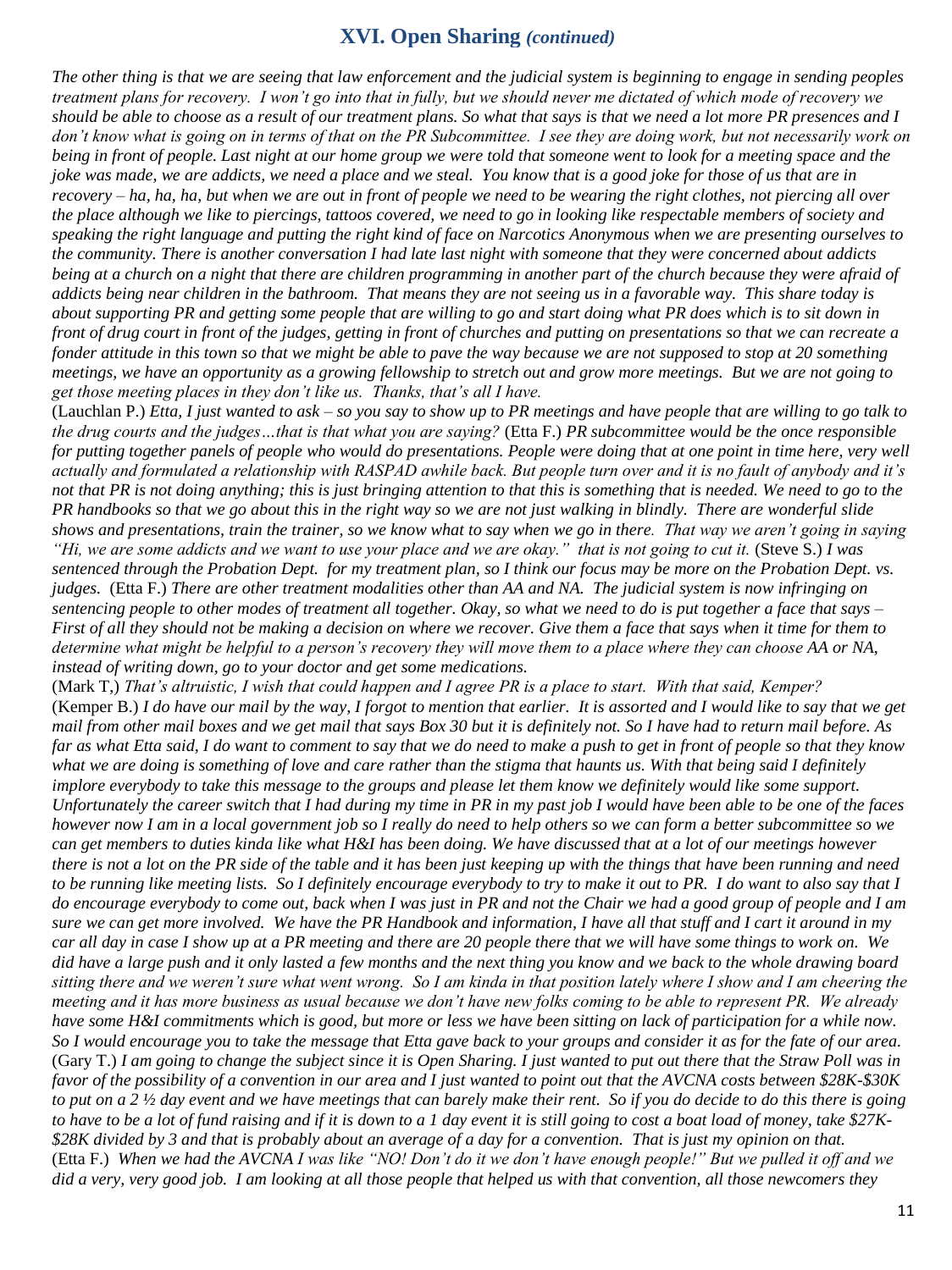## XVI. Open Sharing *(continued)*

*The other thing is that we are seeing that law enforcement and the judicial system is beginning to engage in sending peoples treatment plans for recovery. I won't go into that in fully, but we should never me dictated of which mode of recovery we should be able to choose as a result of our treatment plans. So what that says is that we need a lot more PR presences and I don't know what is going on in terms of that on the PR Subcommittee. I see they are doing work, but not necessarily work on being in front of people. Last night at our home group we were told that someone went to look for a meeting space and the joke was made, we are addicts, we need a place and we steal. You know that is a good joke for those of us that are in recovery – ha, ha, ha, but when we are out in front of people we need to be wearing the right clothes, not piercing all over the place although we like to piercings, tattoos covered, we need to go in looking like respectable members of society and speaking the right language and putting the right kind of face on Narcotics Anonymous when we are presenting ourselves to the community. There is another conversation I had late last night with someone that they were concerned about addicts being at a church on a night that there are children programming in another part of the church because they were afraid of addicts being near children in the bathroom. That means they are not seeing us in a favorable way. This share today is about supporting PR and getting some people that are willing to go and start doing what PR does which is to sit down in front of drug court in front of the judges, getting in front of churches and putting on presentations so that we can recreate a fonder attitude in this town so that we might be able to pave the way because we are not supposed to stop at 20 something meetings, we have an opportunity as a growing fellowship to stretch out and grow more meetings. But we are not going to get those meeting places in they don't like us. Thanks, that's all I have.*

(Lauchlan P.) *Etta, I just wanted to ask – so you say to show up to PR meetings and have people that are willing to go talk to the drug courts and the judges…that is that what you are saying?* (Etta F.) *PR subcommittee would be the once responsible for putting together panels of people who would do presentations. People were doing that at one point in time here, very well actually and formulated a relationship with RASPAD awhile back. But people turn over and it is no fault of anybody and it's not that PR is not doing anything; this is just bringing attention to that this is something that is needed. We need to go to the PR handbooks so that we go about this in the right way so we are not just walking in blindly. There are wonderful slide shows and presentations, train the trainer, so we know what to say when we go in there. That way we aren't going in saying "Hi, we are some addicts and we want to use your place and we are okay." that is not going to cut it.* (Steve S.) *I was sentenced through the Probation Dept. for my treatment plan, so I think our focus may be more on the Probation Dept. vs. judges.* (Etta F.) *There are other treatment modalities other than AA and NA. The judicial system is now infringing on sentencing people to other modes of treatment all together. Okay, so what we need to do is put together a face that says – First of all they should not be making a decision on where we recover. Give them a face that says when it time for them to determine what might be helpful to a person's recovery they will move them to a place where they can choose AA or NA, instead of writing down, go to your doctor and get some medications.*

(Mark T,) *That's altruistic, I wish that could happen and I agree PR is a place to start. With that said, Kemper?*

(Kemper B.) *I do have our mail by the way, I forgot to mention that earlier. It is assorted and I would like to say that we get mail from other mail boxes and we get mail that says Box 30 but it is definitely not. So I have had to return mail before. As far as what Etta said, I do want to comment to say that we do need to make a push to get in front of people so that they know what we are doing is something of love and care rather than the stigma that haunts us. With that being said I definitely implore everybody to take this message to the groups and please let them know we definitely would like some support. Unfortunately the career switch that I had during my time in PR in my past job I would have been able to be one of the faces however now I am in a local government job so I really do need to help others so we can form a better subcommittee so we can get members to duties kinda like what H&I has been doing. We have discussed that at a lot of our meetings however there is not a lot on the PR side of the table and it has been just keeping up with the things that have been running and need to be running like meeting lists. So I definitely encourage everybody to try to make it out to PR. I do want to also say that I do encourage everybody to come out, back when I was just in PR and not the Chair we had a good group of people and I am sure we can get more involved. We have the PR Handbook and information, I have all that stuff and I cart it around in my car all day in case I show up at a PR meeting and there are 20 people there that we will have some things to work on. We did have a large push and it only lasted a few months and the next thing you know and we back to the whole drawing board sitting there and we weren't sure what went wrong. So I am kinda in that position lately where I show and I am cheering the meeting and it has more business as usual because we don't have new folks coming to be able to represent PR. We already have some H&I commitments which is good, but more or less we have been sitting on lack of participation for a while now. So I would encourage you to take the message that Etta gave back to your groups and consider it as for the fate of our area.*

(Gary T.) *I am going to change the subject since it is Open Sharing. I just wanted to put out there that the Straw Poll was in favor of the possibility of a convention in our area and I just wanted to point out that the AVCNA costs between $28K-$30K to put on a 2 ½ day event and we have meetings that can barely make their rent. So if you do decide to do this there is going to have to be a lot of fund raising and if it is down to a 1 day event it is still going to cost a boat load of money, take $27K-$28K divided by 3 and that is probably about an average of a day for a convention. That is just my opinion on that.*

(Etta F.) *When we had the AVCNA I was like "NO! Don't do it we don't have enough people!" But we pulled it off and we did a very, very good job. I am looking at all those people that helped us with that convention, all those newcomers they*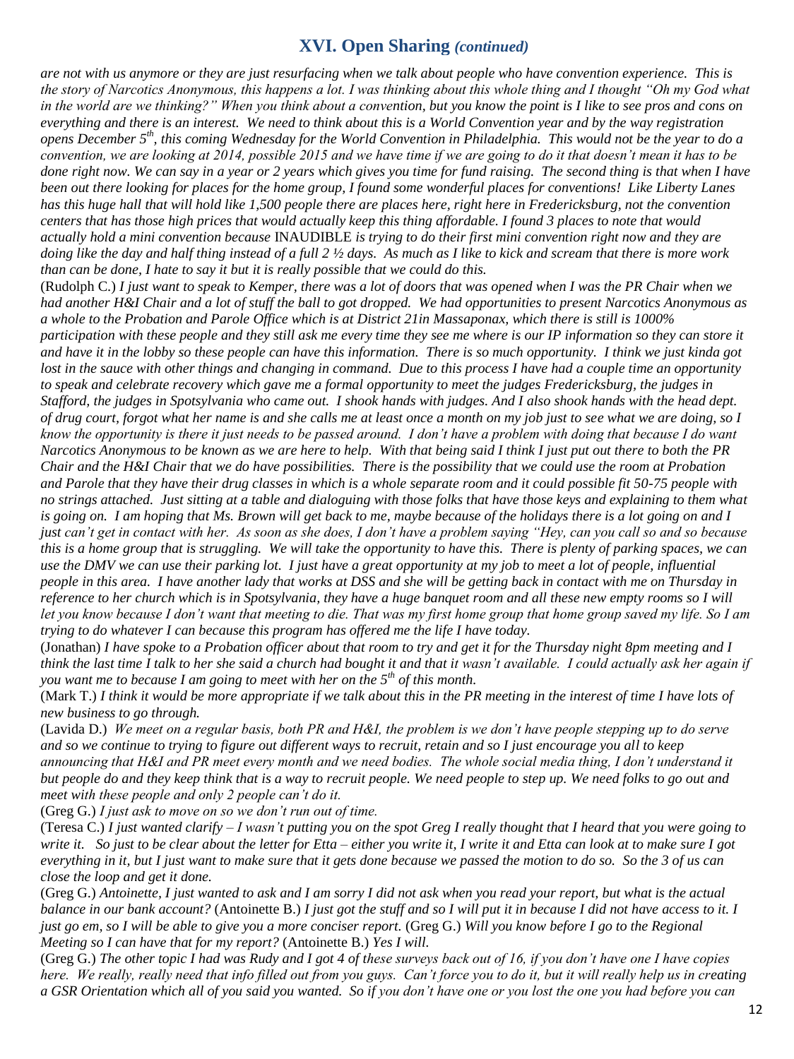## XVI. Open Sharing *(continued)*

*are not with us anymore or they are just resurfacing when we talk about people who have convention experience. This is the story of Narcotics Anonymous, this happens a lot. I was thinking about this whole thing and I thought "Oh my God what in the world are we thinking?" When you think about a convention, but you know the point is I like to see pros and cons on everything and there is an interest. We need to think about this is a World Convention year and by the way registration opens December 5th, this coming Wednesday for the World Convention in Philadelphia. This would not be the year to do a convention, we are looking at 2014, possible 2015 and we have time if we are going to do it that doesn't mean it has to be done right now. We can say in a year or 2 years which gives you time for fund raising. The second thing is that when I have been out there looking for places for the home group, I found some wonderful places for conventions! Like Liberty Lanes has this huge hall that will hold like 1,500 people there are places here, right here in Fredericksburg, not the convention centers that has those high prices that would actually keep this thing affordable. I found 3 places to note that would actually hold a mini convention because* INAUDIBLE *is trying to do their first mini convention right now and they are doing like the day and half thing instead of a full 2 ½ days. As much as I like to kick and scream that there is more work than can be done, I hate to say it but it is really possible that we could do this.*

(Rudolph C.) *I just want to speak to Kemper, there was a lot of doors that was opened when I was the PR Chair when we had another H&I Chair and a lot of stuff the ball to got dropped. We had opportunities to present Narcotics Anonymous as a whole to the Probation and Parole Office which is at District 21in Massaponax, which there is still is 1000% participation with these people and they still ask me every time they see me where is our IP information so they can store it and have it in the lobby so these people can have this information. There is so much opportunity. I think we just kinda got lost in the sauce with other things and changing in command. Due to this process I have had a couple time an opportunity to speak and celebrate recovery which gave me a formal opportunity to meet the judges Fredericksburg, the judges in Stafford, the judges in Spotsylvania who came out. I shook hands with judges. And I also shook hands with the head dept. of drug court, forgot what her name is and she calls me at least once a month on my job just to see what we are doing, so I know the opportunity is there it just needs to be passed around. I don't have a problem with doing that because I do want Narcotics Anonymous to be known as we are here to help. With that being said I think I just put out there to both the PR Chair and the H&I Chair that we do have possibilities. There is the possibility that we could use the room at Probation and Parole that they have their drug classes in which is a whole separate room and it could possible fit 50-75 people with no strings attached. Just sitting at a table and dialoguing with those folks that have those keys and explaining to them what is going on. I am hoping that Ms. Brown will get back to me, maybe because of the holidays there is a lot going on and I just can't get in contact with her. As soon as she does, I don't have a problem saying "Hey, can you call so and so because this is a home group that is struggling. We will take the opportunity to have this. There is plenty of parking spaces, we can use the DMV we can use their parking lot. I just have a great opportunity at my job to meet a lot of people, influential people in this area. I have another lady that works at DSS and she will be getting back in contact with me on Thursday in reference to her church which is in Spotsylvania, they have a huge banquet room and all these new empty rooms so I will let you know because I don't want that meeting to die. That was my first home group that home group saved my life. So I am trying to do whatever I can because this program has offered me the life I have today.*

(Jonathan) *I have spoke to a Probation officer about that room to try and get it for the Thursday night 8pm meeting and I think the last time I talk to her she said a church had bought it and that it wasn't available. I could actually ask her again if you want me to because I am going to meet with her on the 5th of this month.*

(Mark T.) *I think it would be more appropriate if we talk about this in the PR meeting in the interest of time I have lots of new business to go through.*

(Lavida D.) *We meet on a regular basis, both PR and H&I, the problem is we don't have people stepping up to do serve and so we continue to trying to figure out different ways to recruit, retain and so I just encourage you all to keep announcing that H&I and PR meet every month and we need bodies. The whole social media thing, I don't understand it but people do and they keep think that is a way to recruit people. We need people to step up. We need folks to go out and meet with these people and only 2 people can't do it.*

(Greg G.) *I just ask to move on so we don't run out of time.*

(Teresa C.) *I just wanted clarify – I wasn't putting you on the spot Greg I really thought that I heard that you were going to write it. So just to be clear about the letter for Etta – either you write it, I write it and Etta can look at to make sure I got everything in it, but I just want to make sure that it gets done because we passed the motion to do so. So the 3 of us can close the loop and get it done.*

(Greg G.) *Antoinette, I just wanted to ask and I am sorry I did not ask when you read your report, but what is the actual balance in our bank account?* (Antoinette B.) *I just got the stuff and so I will put it in because I did not have access to it. I just go em, so I will be able to give you a more conciser report.* (Greg G.) *Will you know before I go to the Regional Meeting so I can have that for my report?* (Antoinette B.) *Yes I will.*

(Greg G.) *The other topic I had was Rudy and I got 4 of these surveys back out of 16, if you don't have one I have copies here. We really, really need that info filled out from you guys. Can't force you to do it, but it will really help us in creating a GSR Orientation which all of you said you wanted. So if you don't have one or you lost the one you had before you can*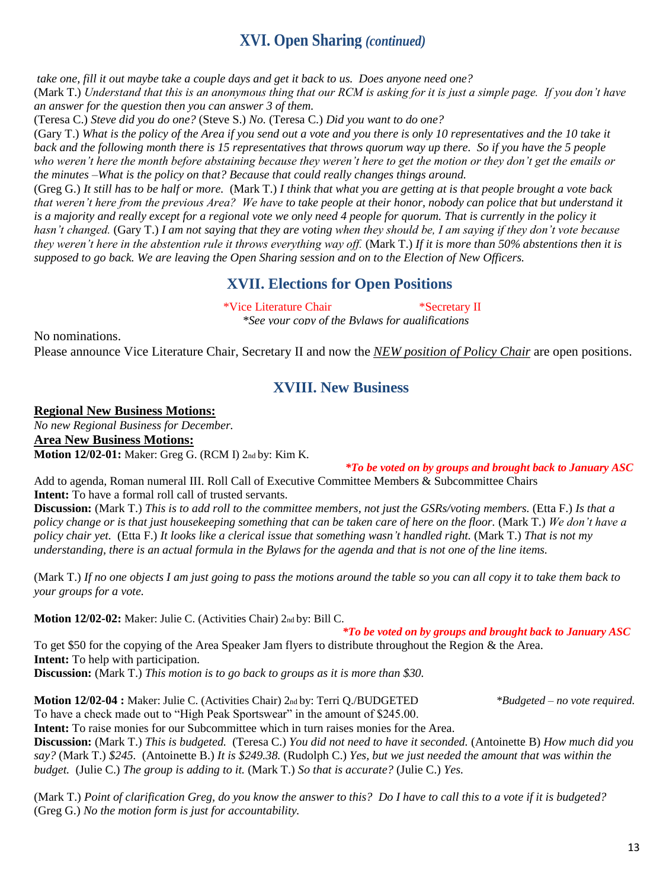## XVI. Open Sharing *(continued)*

*take one, fill it out maybe take a couple days and get it back to us. Does anyone need one?*
(Mark T.) *Understand that this is an anonymous thing that our RCM is asking for it is just a simple page. If you don't have an answer for the question then you can answer 3 of them.*
(Teresa C.) *Steve did you do one?* (Steve S.) *No.* (Teresa C.) *Did you want to do one?*
(Gary T.) *What is the policy of the Area if you send out a vote and you there is only 10 representatives and the 10 take it back and the following month there is 15 representatives that throws quorum way up there. So if you have the 5 people who weren't here the month before abstaining because they weren't here to get the motion or they don't get the emails or the minutes –What is the policy on that? Because that could really changes things around.*
(Greg G.) *It still has to be half or more.* (Mark T.) *I think that what you are getting at is that people brought a vote back that weren't here from the previous Area? We have to take people at their honor, nobody can police that but understand it is a majority and really except for a regional vote we only need 4 people for quorum. That is currently in the policy it hasn't changed.* (Gary T.) *I am not saying that they are voting when they should be, I am saying if they don't vote because they weren't here in the abstention rule it throws everything way off.* (Mark T.) *If it is more than 50% abstentions then it is supposed to go back. We are leaving the Open Sharing session and on to the Election of New Officers.*

## XVII. Elections for Open Positions

\*Vice Literature Chair \*Secretary II
*\*See your copy of the Bylaws for qualifications*

No nominations.
Please announce Vice Literature Chair, Secretary II and now the ***NEW position of Policy Chair*** are open positions.

## XVIII. New Business

**Regional New Business Motions:**
*No new Regional Business for December.*
**Area New Business Motions:**
**Motion 12/02-01:** Maker: Greg G. (RCM I) 2nd by: Kim K.

***\*To be voted on by groups and brought back to January ASC***

Add to agenda, Roman numeral III. Roll Call of Executive Committee Members & Subcommittee Chairs
**Intent:** To have a formal roll call of trusted servants.
**Discussion:** (Mark T.) *This is to add roll to the committee members, not just the GSRs/voting members.* (Etta F.) *Is that a policy change or is that just housekeeping something that can be taken care of here on the floor.* (Mark T.) *We don't have a policy chair yet.* (Etta F.) *It looks like a clerical issue that something wasn't handled right.* (Mark T.) *That is not my understanding, there is an actual formula in the Bylaws for the agenda and that is not one of the line items.*

(Mark T.) *If no one objects I am just going to pass the motions around the table so you can all copy it to take them back to your groups for a vote.*

**Motion 12/02-02:** Maker: Julie C. (Activities Chair) 2nd by: Bill C.

***\*To be voted on by groups and brought back to January ASC***

To get $50 for the copying of the Area Speaker Jam flyers to distribute throughout the Region & the Area.
**Intent:** To help with participation.
**Discussion:** (Mark T.) *This motion is to go back to groups as it is more than $30.*

**Motion 12/02-04 :** Maker: Julie C. (Activities Chair) 2nd by: Terri Q./BUDGETED *\*Budgeted – no vote required.*
To have a check made out to "High Peak Sportswear" in the amount of $245.00.
**Intent:** To raise monies for our Subcommittee which in turn raises monies for the Area.
**Discussion:** (Mark T.) *This is budgeted.* (Teresa C.) *You did not need to have it seconded.* (Antoinette B) *How much did you say?* (Mark T.) *$245.* (Antoinette B.) *It is $249.38.* (Rudolph C.) *Yes, but we just needed the amount that was within the budget.* (Julie C.) *The group is adding to it.* (Mark T.) *So that is accurate?* (Julie C.) *Yes.*

(Mark T.) *Point of clarification Greg, do you know the answer to this? Do I have to call this to a vote if it is budgeted?* (Greg G.) *No the motion form is just for accountability.*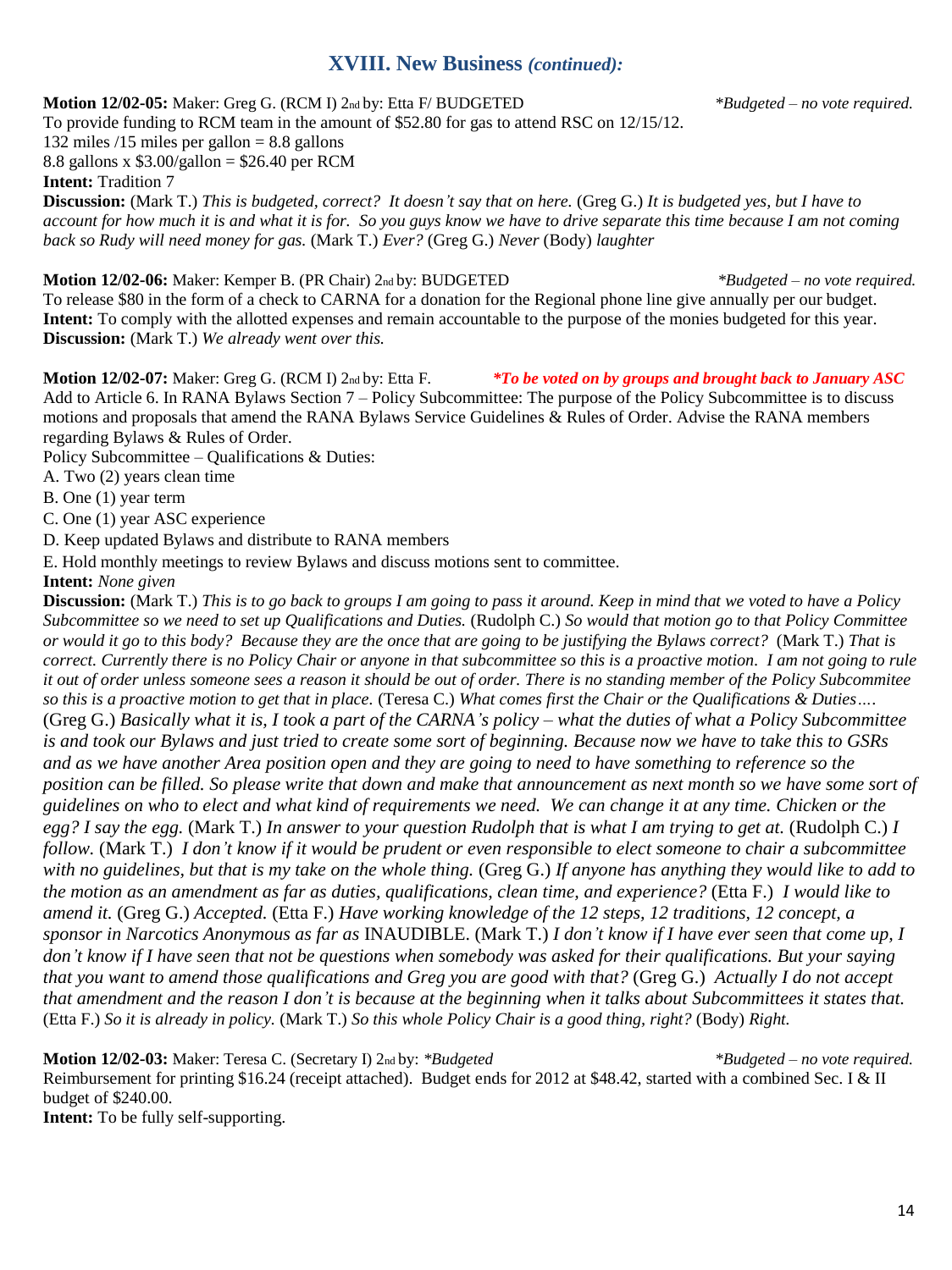## XVIII. New Business *(continued):*

**Motion 12/02-05:** Maker: Greg G. (RCM I) 2nd by: Etta F/ BUDGETED *\*Budgeted – no vote required.*
To provide funding to RCM team in the amount of $52.80 for gas to attend RSC on 12/15/12.
132 miles /15 miles per gallon = 8.8 gallons
8.8 gallons x $3.00/gallon = $26.40 per RCM
**Intent:** Tradition 7
**Discussion:** (Mark T.) *This is budgeted, correct? It doesn't say that on here.* (Greg G.) *It is budgeted yes, but I have to account for how much it is and what it is for. So you guys know we have to drive separate this time because I am not coming back so Rudy will need money for gas.* (Mark T.) *Ever?* (Greg G.) *Never* (Body) *laughter*

**Motion 12/02-06:** Maker: Kemper B. (PR Chair) 2nd by: BUDGETED *\*Budgeted – no vote required.*
To release $80 in the form of a check to CARNA for a donation for the Regional phone line give annually per our budget.
**Intent:** To comply with the allotted expenses and remain accountable to the purpose of the monies budgeted for this year.
**Discussion:** (Mark T.) *We already went over this.*

**Motion 12/02-07:** Maker: Greg G. (RCM I) 2nd by: Etta F. ***\*To be voted on by groups and brought back to January ASC***
Add to Article 6. In RANA Bylaws Section 7 – Policy Subcommittee: The purpose of the Policy Subcommittee is to discuss motions and proposals that amend the RANA Bylaws Service Guidelines & Rules of Order. Advise the RANA members regarding Bylaws & Rules of Order.
Policy Subcommittee – Qualifications & Duties:
A. Two (2) years clean time
B. One (1) year term
C. One (1) year ASC experience
D. Keep updated Bylaws and distribute to RANA members
E. Hold monthly meetings to review Bylaws and discuss motions sent to committee.
**Intent:** *None given*
**Discussion:** (Mark T.) *This is to go back to groups I am going to pass it around. Keep in mind that we voted to have a Policy Subcommittee so we need to set up Qualifications and Duties.* (Rudolph C.) *So would that motion go to that Policy Committee or would it go to this body? Because they are the once that are going to be justifying the Bylaws correct?* (Mark T.) *That is correct. Currently there is no Policy Chair or anyone in that subcommittee so this is a proactive motion. I am not going to rule it out of order unless someone sees a reason it should be out of order. There is no standing member of the Policy Subcommitee so this is a proactive motion to get that in place.* (Teresa C.) *What comes first the Chair or the Qualifications & Duties….* (Greg G.) *Basically what it is, I took a part of the CARNA's policy – what the duties of what a Policy Subcommittee is and took our Bylaws and just tried to create some sort of beginning. Because now we have to take this to GSRs and as we have another Area position open and they are going to need to have something to reference so the position can be filled. So please write that down and make that announcement as next month so we have some sort of guidelines on who to elect and what kind of requirements we need. We can change it at any time. Chicken or the egg? I say the egg.* (Mark T.) *In answer to your question Rudolph that is what I am trying to get at.* (Rudolph C.) *I follow.* (Mark T.) *I don't know if it would be prudent or even responsible to elect someone to chair a subcommittee with no guidelines, but that is my take on the whole thing.* (Greg G.) *If anyone has anything they would like to add to the motion as an amendment as far as duties, qualifications, clean time, and experience?* (Etta F.) *I would like to amend it.* (Greg G.) *Accepted.* (Etta F.) *Have working knowledge of the 12 steps, 12 traditions, 12 concept, a sponsor in Narcotics Anonymous as far as* INAUDIBLE. (Mark T.) *I don't know if I have ever seen that come up, I don't know if I have seen that not be questions when somebody was asked for their qualifications. But your saying that you want to amend those qualifications and Greg you are good with that?* (Greg G.) *Actually I do not accept that amendment and the reason I don't is because at the beginning when it talks about Subcommittees it states that.* (Etta F.) *So it is already in policy.* (Mark T.) *So this whole Policy Chair is a good thing, right?* (Body) *Right.*

**Motion 12/02-03:** Maker: Teresa C. (Secretary I) 2nd by: *\*Budgeted* *\*Budgeted – no vote required.*
Reimbursement for printing $16.24 (receipt attached). Budget ends for 2012 at $48.42, started with a combined Sec. I & II budget of $240.00.
**Intent:** To be fully self-supporting.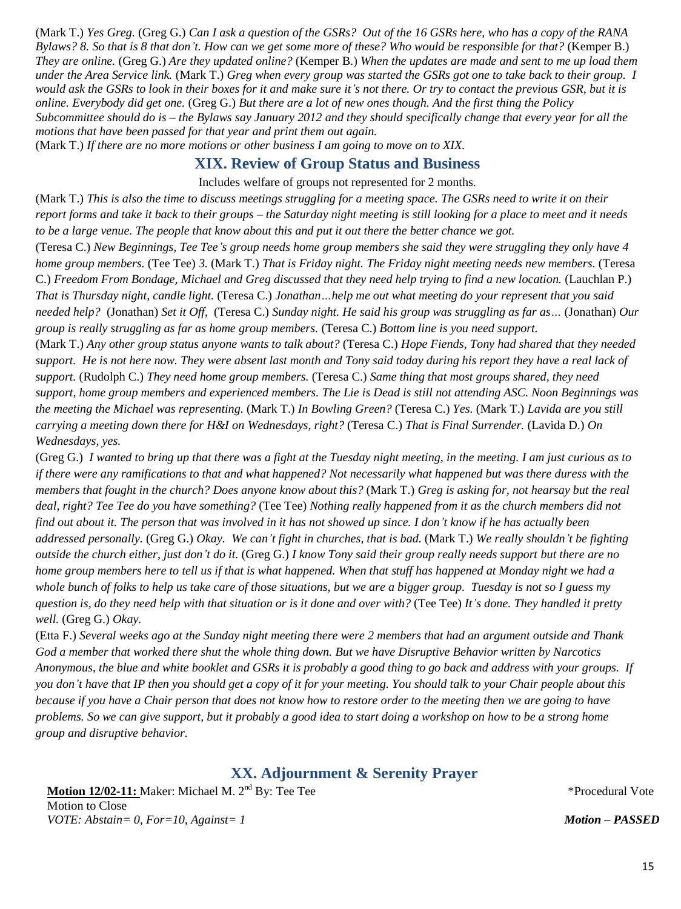(Mark T.) *Yes Greg.* (Greg G.) *Can I ask a question of the GSRs? Out of the 16 GSRs here, who has a copy of the RANA Bylaws? 8. So that is 8 that don't. How can we get some more of these? Who would be responsible for that?* (Kemper B.) *They are online.* (Greg G.) *Are they updated online?* (Kemper B.) *When the updates are made and sent to me up load them under the Area Service link.* (Mark T.) *Greg when every group was started the GSRs got one to take back to their group. I would ask the GSRs to look in their boxes for it and make sure it's not there. Or try to contact the previous GSR, but it is online. Everybody did get one.* (Greg G.) *But there are a lot of new ones though. And the first thing the Policy Subcommittee should do is – the Bylaws say January 2012 and they should specifically change that every year for all the motions that have been passed for that year and print them out again.*

(Mark T.) *If there are no more motions or other business I am going to move on to XIX.*

## XIX. Review of Group Status and Business

Includes welfare of groups not represented for 2 months.

(Mark T.) *This is also the time to discuss meetings struggling for a meeting space. The GSRs need to write it on their report forms and take it back to their groups – the Saturday night meeting is still looking for a place to meet and it needs to be a large venue. The people that know about this and put it out there the better chance we got.*

(Teresa C.) *New Beginnings, Tee Tee's group needs home group members she said they were struggling they only have 4 home group members.* (Tee Tee) *3.* (Mark T.) *That is Friday night. The Friday night meeting needs new members.* (Teresa C.) *Freedom From Bondage, Michael and Greg discussed that they need help trying to find a new location.* (Lauchlan P.) *That is Thursday night, candle light.* (Teresa C.) *Jonathan…help me out what meeting do your represent that you said needed help?* (Jonathan) *Set it Off,* (Teresa C.) *Sunday night. He said his group was struggling as far as…* (Jonathan) *Our group is really struggling as far as home group members.* (Teresa C.) *Bottom line is you need support.*

(Mark T.) *Any other group status anyone wants to talk about?* (Teresa C.) *Hope Fiends, Tony had shared that they needed support. He is not here now. They were absent last month and Tony said today during his report they have a real lack of support.* (Rudolph C.) *They need home group members.* (Teresa C.) *Same thing that most groups shared, they need support, home group members and experienced members. The Lie is Dead is still not attending ASC. Noon Beginnings was the meeting the Michael was representing.* (Mark T.) *In Bowling Green?* (Teresa C.) *Yes.* (Mark T.) *Lavida are you still carrying a meeting down there for H&I on Wednesdays, right?* (Teresa C.) *That is Final Surrender.* (Lavida D.) *On Wednesdays, yes.*

(Greg G.) *I wanted to bring up that there was a fight at the Tuesday night meeting, in the meeting. I am just curious as to if there were any ramifications to that and what happened? Not necessarily what happened but was there duress with the members that fought in the church? Does anyone know about this?* (Mark T.) *Greg is asking for, not hearsay but the real deal, right? Tee Tee do you have something?* (Tee Tee) *Nothing really happened from it as the church members did not find out about it. The person that was involved in it has not showed up since. I don't know if he has actually been addressed personally.* (Greg G.) *Okay. We can't fight in churches, that is bad.* (Mark T.) *We really shouldn't be fighting outside the church either, just don't do it.* (Greg G.) *I know Tony said their group really needs support but there are no home group members here to tell us if that is what happened. When that stuff has happened at Monday night we had a whole bunch of folks to help us take care of those situations, but we are a bigger group. Tuesday is not so I guess my question is, do they need help with that situation or is it done and over with?* (Tee Tee) *It's done. They handled it pretty well.* (Greg G.) *Okay.*

(Etta F.) *Several weeks ago at the Sunday night meeting there were 2 members that had an argument outside and Thank God a member that worked there shut the whole thing down. But we have Disruptive Behavior written by Narcotics Anonymous, the blue and white booklet and GSRs it is probably a good thing to go back and address with your groups. If you don't have that IP then you should get a copy of it for your meeting. You should talk to your Chair people about this because if you have a Chair person that does not know how to restore order to the meeting then we are going to have problems. So we can give support, but it probably a good idea to start doing a workshop on how to be a strong home group and disruptive behavior.*

## XX. Adjournment & Serenity Prayer

**Motion 12/02-11:** Maker: Michael M. 2nd By: Tee Tee *Procedural Vote
Motion to Close
*VOTE: Abstain= 0, For=10, Against= 1* ***Motion – PASSED***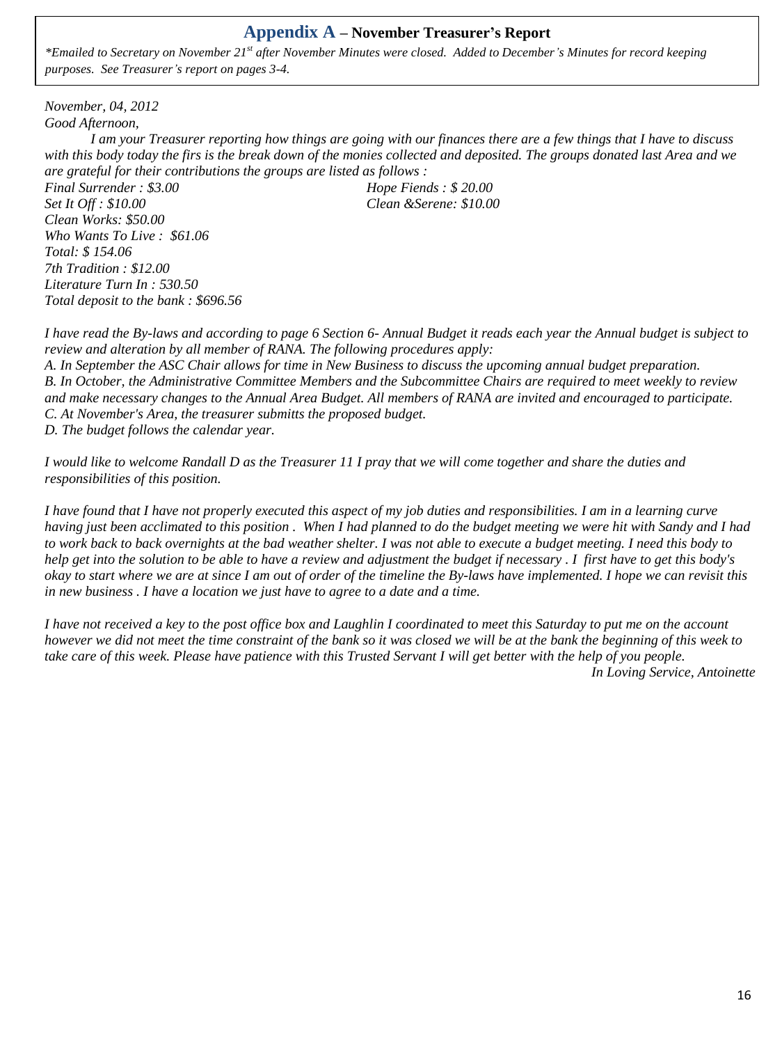## Appendix A – November Treasurer's Report

*\*Emailed to Secretary on November 21st after November Minutes were closed. Added to December's Minutes for record keeping purposes. See Treasurer's report on pages 3-4.*

*November, 04, 2012*

*Good Afternoon,*

*I am your Treasurer reporting how things are going with our finances there are a few things that I have to discuss with this body today the firs is the break down of the monies collected and deposited. The groups donated last Area and we are grateful for their contributions the groups are listed as follows :*

*Final Surrender : $3.00*
*Hope Fiends : $ 20.00*
*Set It Off : $10.00*
*Clean &Serene: $10.00*
*Clean Works: $50.00*
*Who Wants To Live : $61.06*
*Total: $ 154.06*
*7th Tradition : $12.00*
*Literature Turn In : 530.50*
*Total deposit to the bank : $696.56*

*I have read the By-laws and according to page 6 Section 6- Annual Budget it reads each year the Annual budget is subject to review and alteration by all member of RANA. The following procedures apply:*
*A. In September the ASC Chair allows for time in New Business to discuss the upcoming annual budget preparation.*
*B. In October, the Administrative Committee Members and the Subcommittee Chairs are required to meet weekly to review and make necessary changes to the Annual Area Budget. All members of RANA are invited and encouraged to participate.*
*C. At November's Area, the treasurer submitts the proposed budget.*
*D. The budget follows the calendar year.*

*I would like to welcome Randall D as the Treasurer 11 I pray that we will come together and share the duties and responsibilities of this position.*

*I have found that I have not properly executed this aspect of my job duties and responsibilities. I am in a learning curve having just been acclimated to this position . When I had planned to do the budget meeting we were hit with Sandy and I had to work back to back overnights at the bad weather shelter. I was not able to execute a budget meeting. I need this body to help get into the solution to be able to have a review and adjustment the budget if necessary . I first have to get this body's okay to start where we are at since I am out of order of the timeline the By-laws have implemented. I hope we can revisit this in new business . I have a location we just have to agree to a date and a time.*

*I have not received a key to the post office box and Laughlin I coordinated to meet this Saturday to put me on the account however we did not meet the time constraint of the bank so it was closed we will be at the bank the beginning of this week to take care of this week. Please have patience with this Trusted Servant I will get better with the help of you people.*

*In Loving Service, Antoinette*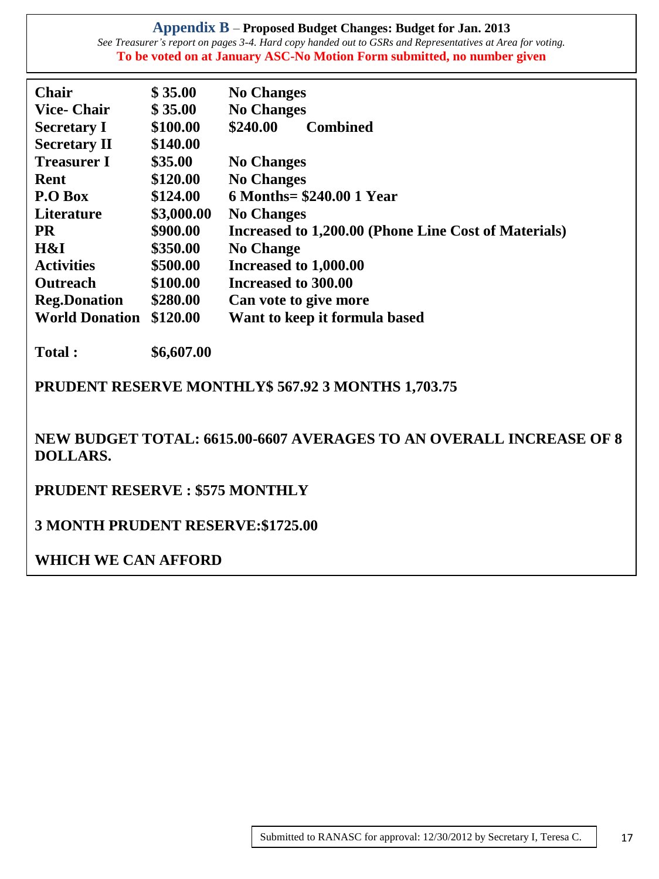## Appendix B – Proposed Budget Changes: Budget for Jan. 2013

*See Treasurer's report on pages 3-4. Hard copy handed out to GSRs and Representatives at Area for voting.*

**To be voted on at January ASC-No Motion Form submitted, no number given**

| | | | |
|---|---|---|---|
| **Chair** | **$ 35.00** | **No Changes** | |
| **Vice- Chair** | **$ 35.00** | **No Changes** | |
| **Secretary I** | **$100.00** | **$240.00** | **Combined** |
| **Secretary II** | **$140.00** | | |
| **Treasurer I** | **$35.00** | **No Changes** | |
| **Rent** | **$120.00** | **No Changes** | |
| **P.O Box** | **$124.00** | **6 Months= $240.00 1 Year** | |
| **Literature** | **$3,000.00** | **No Changes** | |
| **PR** | **$900.00** | **Increased to 1,200.00 (Phone Line Cost of Materials)** | |
| **H&I** | **$350.00** | **No Change** | |
| **Activities** | **$500.00** | **Increased to 1,000.00** | |
| **Outreach** | **$100.00** | **Increased to 300.00** | |
| **Reg.Donation** | **$280.00** | **Can vote to give more** | |
| **World Donation** | **$120.00** | **Want to keep it formula based** | |
| **Total :** | **$6,607.00** | | |

**PRUDENT RESERVE MONTHLY$ 567.92 3 MONTHS 1,703.75**

**NEW BUDGET TOTAL: 6615.00-6607 AVERAGES TO AN OVERALL INCREASE OF 8 DOLLARS.**

**PRUDENT RESERVE : $575 MONTHLY**

**3 MONTH PRUDENT RESERVE:$1725.00**

**WHICH WE CAN AFFORD**

Submitted to RANASC for approval: 12/30/2012 by Secretary I, Teresa C.